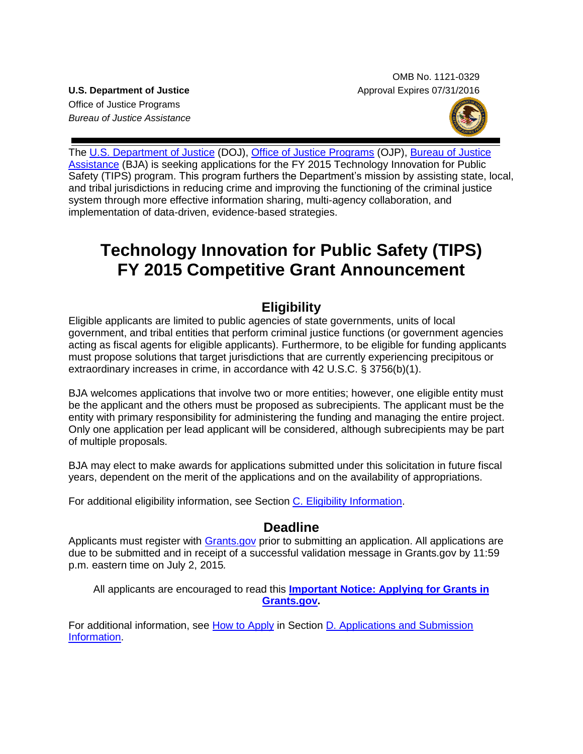OMB No. 1121-0329
Approval Expires 07/31/2016

**U.S. Department of Justice**
Office of Justice Programs
*Bureau of Justice Assistance*

The U.S. Department of Justice (DOJ), Office of Justice Programs (OJP), Bureau of Justice Assistance (BJA) is seeking applications for the FY 2015 Technology Innovation for Public Safety (TIPS) program. This program furthers the Department's mission by assisting state, local, and tribal jurisdictions in reducing crime and improving the functioning of the criminal justice system through more effective information sharing, multi-agency collaboration, and implementation of data-driven, evidence-based strategies.

# Technology Innovation for Public Safety (TIPS) FY 2015 Competitive Grant Announcement

## Eligibility

Eligible applicants are limited to public agencies of state governments, units of local government, and tribal entities that perform criminal justice functions (or government agencies acting as fiscal agents for eligible applicants). Furthermore, to be eligible for funding applicants must propose solutions that target jurisdictions that are currently experiencing precipitous or extraordinary increases in crime, in accordance with 42 U.S.C. § 3756(b)(1).

BJA welcomes applications that involve two or more entities; however, one eligible entity must be the applicant and the others must be proposed as subrecipients. The applicant must be the entity with primary responsibility for administering the funding and managing the entire project. Only one application per lead applicant will be considered, although subrecipients may be part of multiple proposals.

BJA may elect to make awards for applications submitted under this solicitation in future fiscal years, dependent on the merit of the applications and on the availability of appropriations.

For additional eligibility information, see Section C. Eligibility Information.

## Deadline

Applicants must register with Grants.gov prior to submitting an application. All applications are due to be submitted and in receipt of a successful validation message in Grants.gov by 11:59 p.m. eastern time on July 2, 2015*.*

All applicants are encouraged to read this **Important Notice: Applying for Grants in Grants.gov.**

For additional information, see How to Apply in Section D. Applications and Submission Information.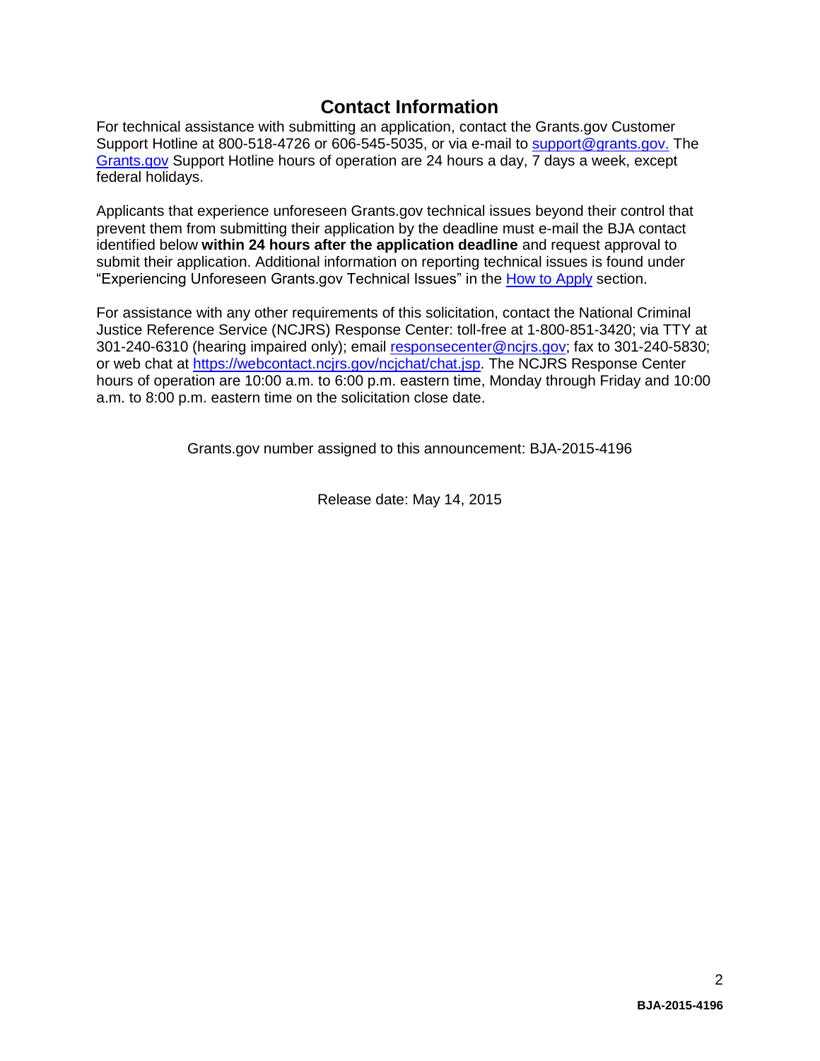## Contact Information

For technical assistance with submitting an application, contact the Grants.gov Customer Support Hotline at 800-518-4726 or 606-545-5035, or via e-mail to support@grants.gov. The Grants.gov Support Hotline hours of operation are 24 hours a day, 7 days a week, except federal holidays.

Applicants that experience unforeseen Grants.gov technical issues beyond their control that prevent them from submitting their application by the deadline must e-mail the BJA contact identified below **within 24 hours after the application deadline** and request approval to submit their application. Additional information on reporting technical issues is found under "Experiencing Unforeseen Grants.gov Technical Issues" in the How to Apply section.

For assistance with any other requirements of this solicitation, contact the National Criminal Justice Reference Service (NCJRS) Response Center: toll-free at 1-800-851-3420; via TTY at 301-240-6310 (hearing impaired only); email responsecenter@ncjrs.gov; fax to 301-240-5830; or web chat at https://webcontact.ncjrs.gov/ncjchat/chat.jsp. The NCJRS Response Center hours of operation are 10:00 a.m. to 6:00 p.m. eastern time, Monday through Friday and 10:00 a.m. to 8:00 p.m. eastern time on the solicitation close date.

Grants.gov number assigned to this announcement: BJA-2015-4196

Release date: May 14, 2015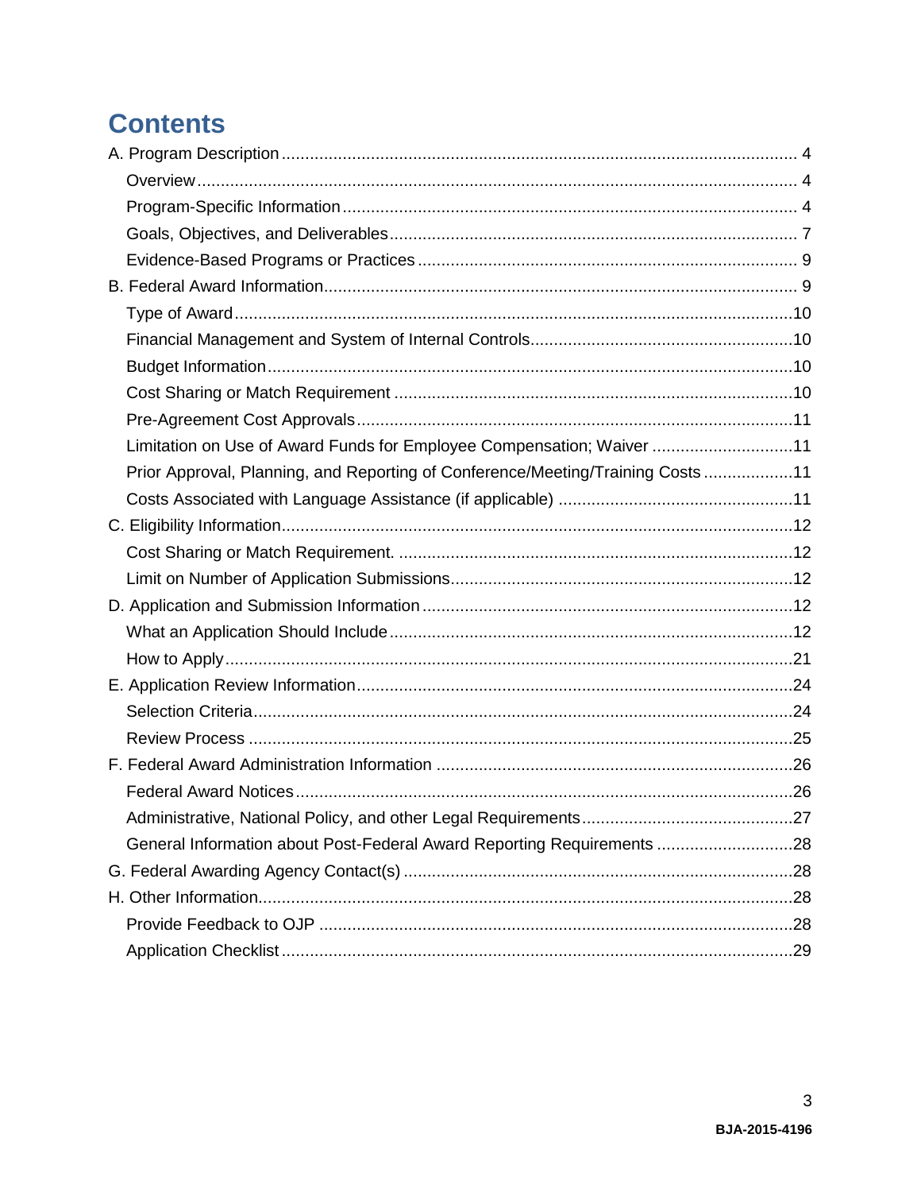# Contents

A. Program Description ..... 4
- Overview ..... 4
- Program-Specific Information ..... 4
- Goals, Objectives, and Deliverables ..... 7
- Evidence-Based Programs or Practices ..... 9

B. Federal Award Information ..... 9
- Type of Award ..... 10
- Financial Management and System of Internal Controls ..... 10
- Budget Information ..... 10
- Cost Sharing or Match Requirement ..... 10
- Pre-Agreement Cost Approvals ..... 11
- Limitation on Use of Award Funds for Employee Compensation; Waiver ..... 11
- Prior Approval, Planning, and Reporting of Conference/Meeting/Training Costs ..... 11
- Costs Associated with Language Assistance (if applicable) ..... 11

C. Eligibility Information ..... 12
- Cost Sharing or Match Requirement. ..... 12
- Limit on Number of Application Submissions ..... 12

D. Application and Submission Information ..... 12
- What an Application Should Include ..... 12
- How to Apply ..... 21

E. Application Review Information ..... 24
- Selection Criteria ..... 24
- Review Process ..... 25

F. Federal Award Administration Information ..... 26
- Federal Award Notices ..... 26
- Administrative, National Policy, and other Legal Requirements ..... 27
- General Information about Post-Federal Award Reporting Requirements ..... 28

G. Federal Awarding Agency Contact(s) ..... 28

H. Other Information ..... 28
- Provide Feedback to OJP ..... 28
- Application Checklist ..... 29

BJA-2015-4196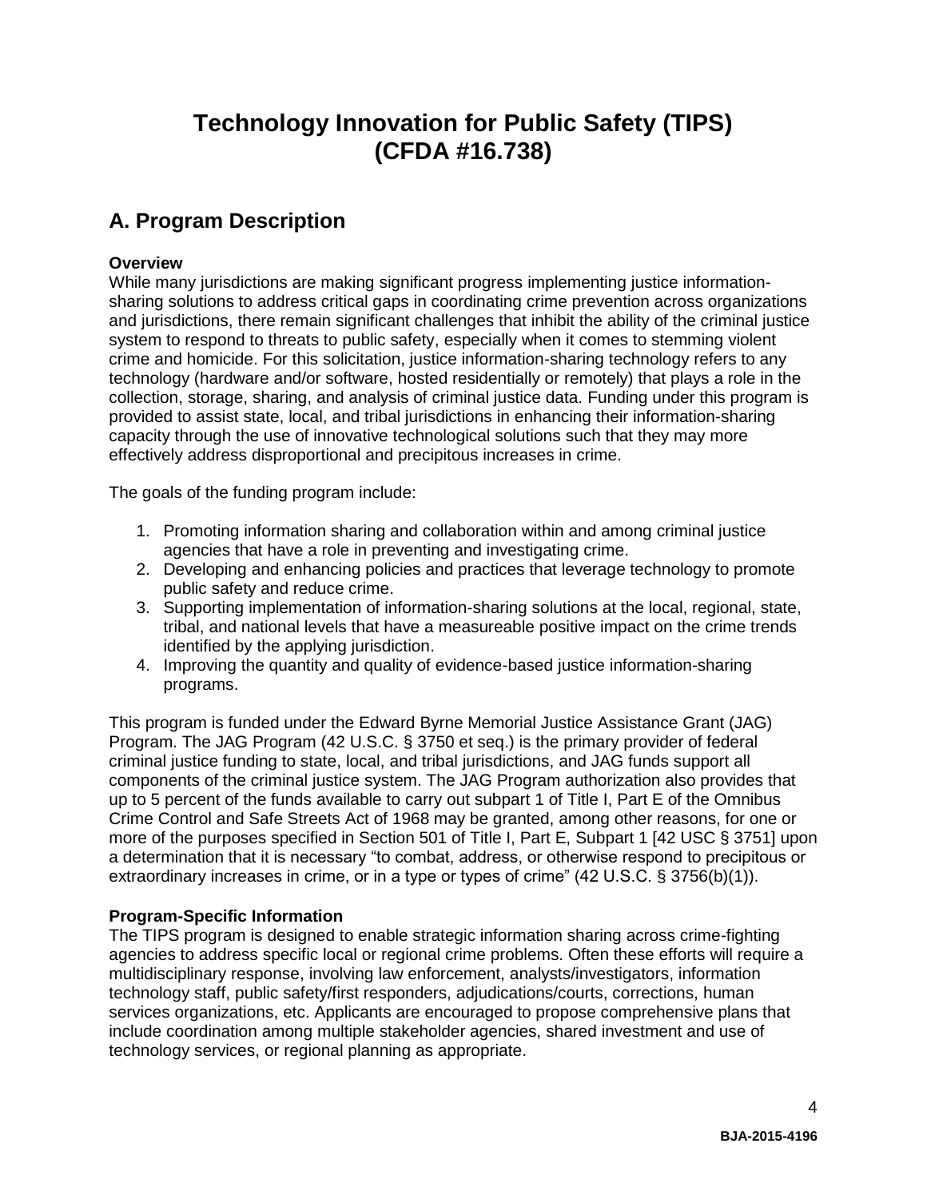# Technology Innovation for Public Safety (TIPS) (CFDA #16.738)

## A. Program Description

**Overview**

While many jurisdictions are making significant progress implementing justice information-sharing solutions to address critical gaps in coordinating crime prevention across organizations and jurisdictions, there remain significant challenges that inhibit the ability of the criminal justice system to respond to threats to public safety, especially when it comes to stemming violent crime and homicide. For this solicitation, justice information-sharing technology refers to any technology (hardware and/or software, hosted residentially or remotely) that plays a role in the collection, storage, sharing, and analysis of criminal justice data. Funding under this program is provided to assist state, local, and tribal jurisdictions in enhancing their information-sharing capacity through the use of innovative technological solutions such that they may more effectively address disproportional and precipitous increases in crime.

The goals of the funding program include:

1. Promoting information sharing and collaboration within and among criminal justice agencies that have a role in preventing and investigating crime.
2. Developing and enhancing policies and practices that leverage technology to promote public safety and reduce crime.
3. Supporting implementation of information-sharing solutions at the local, regional, state, tribal, and national levels that have a measureable positive impact on the crime trends identified by the applying jurisdiction.
4. Improving the quantity and quality of evidence-based justice information-sharing programs.

This program is funded under the Edward Byrne Memorial Justice Assistance Grant (JAG) Program. The JAG Program (42 U.S.C. § 3750 et seq.) is the primary provider of federal criminal justice funding to state, local, and tribal jurisdictions, and JAG funds support all components of the criminal justice system. The JAG Program authorization also provides that up to 5 percent of the funds available to carry out subpart 1 of Title I, Part E of the Omnibus Crime Control and Safe Streets Act of 1968 may be granted, among other reasons, for one or more of the purposes specified in Section 501 of Title I, Part E, Subpart 1 [42 USC § 3751] upon a determination that it is necessary "to combat, address, or otherwise respond to precipitous or extraordinary increases in crime, or in a type or types of crime" (42 U.S.C. § 3756(b)(1)).

**Program-Specific Information**

The TIPS program is designed to enable strategic information sharing across crime-fighting agencies to address specific local or regional crime problems. Often these efforts will require a multidisciplinary response, involving law enforcement, analysts/investigators, information technology staff, public safety/first responders, adjudications/courts, corrections, human services organizations, etc. Applicants are encouraged to propose comprehensive plans that include coordination among multiple stakeholder agencies, shared investment and use of technology services, or regional planning as appropriate.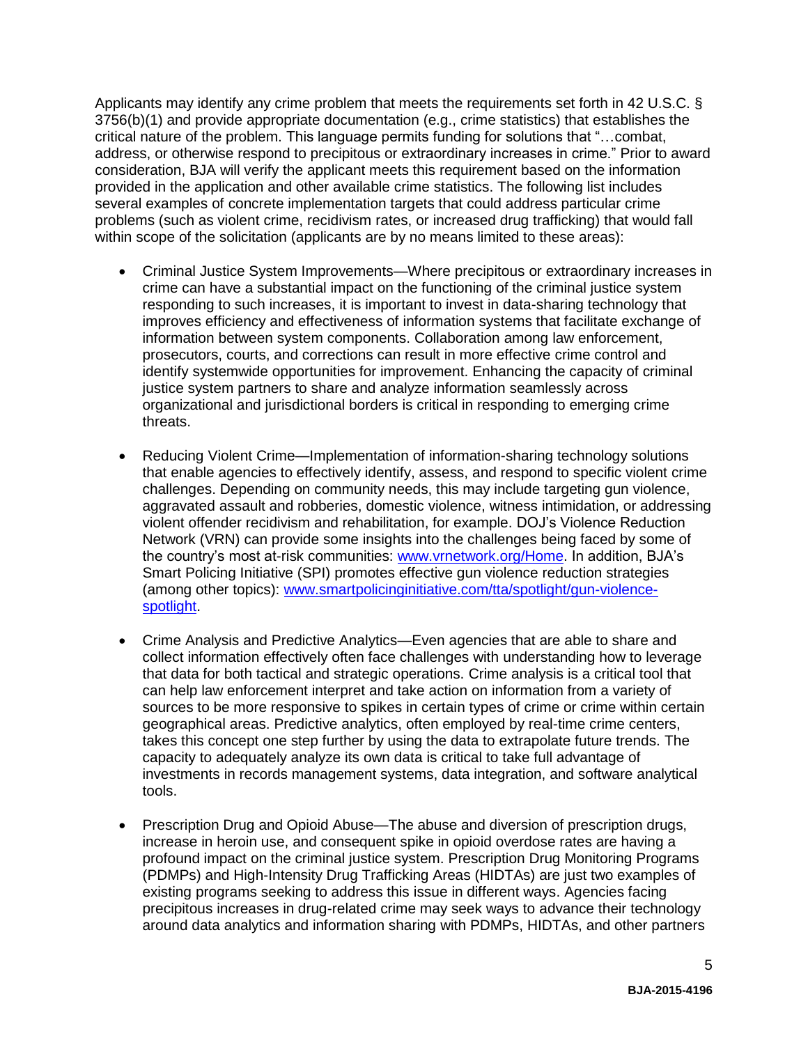Applicants may identify any crime problem that meets the requirements set forth in 42 U.S.C. § 3756(b)(1) and provide appropriate documentation (e.g., crime statistics) that establishes the critical nature of the problem. This language permits funding for solutions that "…combat, address, or otherwise respond to precipitous or extraordinary increases in crime." Prior to award consideration, BJA will verify the applicant meets this requirement based on the information provided in the application and other available crime statistics. The following list includes several examples of concrete implementation targets that could address particular crime problems (such as violent crime, recidivism rates, or increased drug trafficking) that would fall within scope of the solicitation (applicants are by no means limited to these areas):

- Criminal Justice System Improvements—Where precipitous or extraordinary increases in crime can have a substantial impact on the functioning of the criminal justice system responding to such increases, it is important to invest in data-sharing technology that improves efficiency and effectiveness of information systems that facilitate exchange of information between system components. Collaboration among law enforcement, prosecutors, courts, and corrections can result in more effective crime control and identify systemwide opportunities for improvement. Enhancing the capacity of criminal justice system partners to share and analyze information seamlessly across organizational and jurisdictional borders is critical in responding to emerging crime threats.

- Reducing Violent Crime—Implementation of information-sharing technology solutions that enable agencies to effectively identify, assess, and respond to specific violent crime challenges. Depending on community needs, this may include targeting gun violence, aggravated assault and robberies, domestic violence, witness intimidation, or addressing violent offender recidivism and rehabilitation, for example. DOJ's Violence Reduction Network (VRN) can provide some insights into the challenges being faced by some of the country's most at-risk communities: [www.vrnetwork.org/Home](www.vrnetwork.org/Home). In addition, BJA's Smart Policing Initiative (SPI) promotes effective gun violence reduction strategies (among other topics): [www.smartpolicinginitiative.com/tta/spotlight/gun-violence-spotlight](www.smartpolicinginitiative.com/tta/spotlight/gun-violence-spotlight).

- Crime Analysis and Predictive Analytics—Even agencies that are able to share and collect information effectively often face challenges with understanding how to leverage that data for both tactical and strategic operations. Crime analysis is a critical tool that can help law enforcement interpret and take action on information from a variety of sources to be more responsive to spikes in certain types of crime or crime within certain geographical areas. Predictive analytics, often employed by real-time crime centers, takes this concept one step further by using the data to extrapolate future trends. The capacity to adequately analyze its own data is critical to take full advantage of investments in records management systems, data integration, and software analytical tools.

- Prescription Drug and Opioid Abuse—The abuse and diversion of prescription drugs, increase in heroin use, and consequent spike in opioid overdose rates are having a profound impact on the criminal justice system. Prescription Drug Monitoring Programs (PDMPs) and High-Intensity Drug Trafficking Areas (HIDTAs) are just two examples of existing programs seeking to address this issue in different ways. Agencies facing precipitous increases in drug-related crime may seek ways to advance their technology around data analytics and information sharing with PDMPs, HIDTAs, and other partners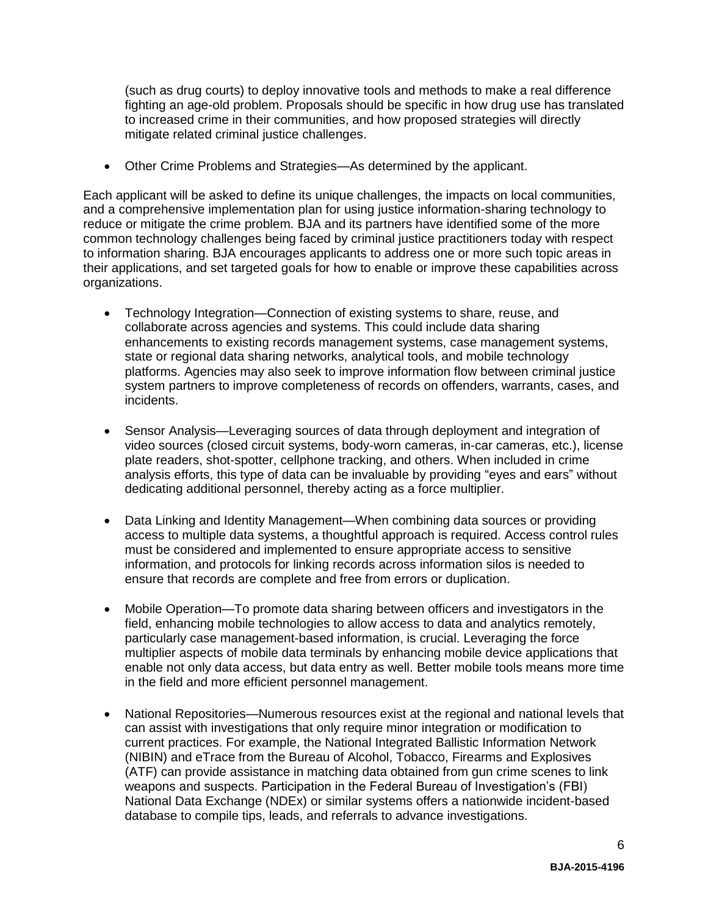(such as drug courts) to deploy innovative tools and methods to make a real difference fighting an age-old problem. Proposals should be specific in how drug use has translated to increased crime in their communities, and how proposed strategies will directly mitigate related criminal justice challenges.

- Other Crime Problems and Strategies—As determined by the applicant.

Each applicant will be asked to define its unique challenges, the impacts on local communities, and a comprehensive implementation plan for using justice information-sharing technology to reduce or mitigate the crime problem. BJA and its partners have identified some of the more common technology challenges being faced by criminal justice practitioners today with respect to information sharing. BJA encourages applicants to address one or more such topic areas in their applications, and set targeted goals for how to enable or improve these capabilities across organizations.

- Technology Integration—Connection of existing systems to share, reuse, and collaborate across agencies and systems. This could include data sharing enhancements to existing records management systems, case management systems, state or regional data sharing networks, analytical tools, and mobile technology platforms. Agencies may also seek to improve information flow between criminal justice system partners to improve completeness of records on offenders, warrants, cases, and incidents.

- Sensor Analysis—Leveraging sources of data through deployment and integration of video sources (closed circuit systems, body-worn cameras, in-car cameras, etc.), license plate readers, shot-spotter, cellphone tracking, and others. When included in crime analysis efforts, this type of data can be invaluable by providing "eyes and ears" without dedicating additional personnel, thereby acting as a force multiplier.

- Data Linking and Identity Management—When combining data sources or providing access to multiple data systems, a thoughtful approach is required. Access control rules must be considered and implemented to ensure appropriate access to sensitive information, and protocols for linking records across information silos is needed to ensure that records are complete and free from errors or duplication.

- Mobile Operation—To promote data sharing between officers and investigators in the field, enhancing mobile technologies to allow access to data and analytics remotely, particularly case management-based information, is crucial. Leveraging the force multiplier aspects of mobile data terminals by enhancing mobile device applications that enable not only data access, but data entry as well. Better mobile tools means more time in the field and more efficient personnel management.

- National Repositories—Numerous resources exist at the regional and national levels that can assist with investigations that only require minor integration or modification to current practices. For example, the National Integrated Ballistic Information Network (NIBIN) and eTrace from the Bureau of Alcohol, Tobacco, Firearms and Explosives (ATF) can provide assistance in matching data obtained from gun crime scenes to link weapons and suspects. Participation in the Federal Bureau of Investigation's (FBI) National Data Exchange (NDEx) or similar systems offers a nationwide incident-based database to compile tips, leads, and referrals to advance investigations.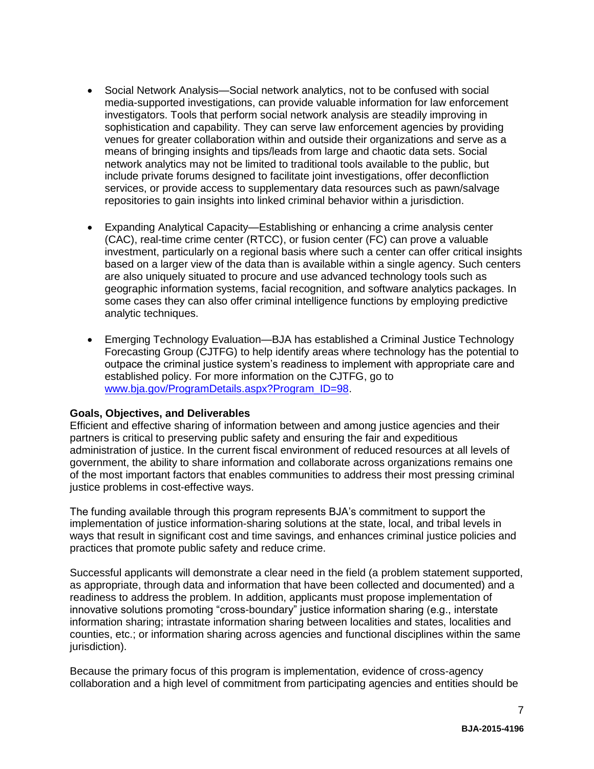- Social Network Analysis—Social network analytics, not to be confused with social media-supported investigations, can provide valuable information for law enforcement investigators. Tools that perform social network analysis are steadily improving in sophistication and capability. They can serve law enforcement agencies by providing venues for greater collaboration within and outside their organizations and serve as a means of bringing insights and tips/leads from large and chaotic data sets. Social network analytics may not be limited to traditional tools available to the public, but include private forums designed to facilitate joint investigations, offer deconfliction services, or provide access to supplementary data resources such as pawn/salvage repositories to gain insights into linked criminal behavior within a jurisdiction.

- Expanding Analytical Capacity—Establishing or enhancing a crime analysis center (CAC), real-time crime center (RTCC), or fusion center (FC) can prove a valuable investment, particularly on a regional basis where such a center can offer critical insights based on a larger view of the data than is available within a single agency. Such centers are also uniquely situated to procure and use advanced technology tools such as geographic information systems, facial recognition, and software analytics packages. In some cases they can also offer criminal intelligence functions by employing predictive analytic techniques.

- Emerging Technology Evaluation—BJA has established a Criminal Justice Technology Forecasting Group (CJTFG) to help identify areas where technology has the potential to outpace the criminal justice system's readiness to implement with appropriate care and established policy. For more information on the CJTFG, go to [www.bja.gov/ProgramDetails.aspx?Program_ID=98](www.bja.gov/ProgramDetails.aspx?Program_ID=98).

**Goals, Objectives, and Deliverables**

Efficient and effective sharing of information between and among justice agencies and their partners is critical to preserving public safety and ensuring the fair and expeditious administration of justice. In the current fiscal environment of reduced resources at all levels of government, the ability to share information and collaborate across organizations remains one of the most important factors that enables communities to address their most pressing criminal justice problems in cost-effective ways.

The funding available through this program represents BJA's commitment to support the implementation of justice information-sharing solutions at the state, local, and tribal levels in ways that result in significant cost and time savings, and enhances criminal justice policies and practices that promote public safety and reduce crime.

Successful applicants will demonstrate a clear need in the field (a problem statement supported, as appropriate, through data and information that have been collected and documented) and a readiness to address the problem. In addition, applicants must propose implementation of innovative solutions promoting "cross-boundary" justice information sharing (e.g., interstate information sharing; intrastate information sharing between localities and states, localities and counties, etc.; or information sharing across agencies and functional disciplines within the same jurisdiction).

Because the primary focus of this program is implementation, evidence of cross-agency collaboration and a high level of commitment from participating agencies and entities should be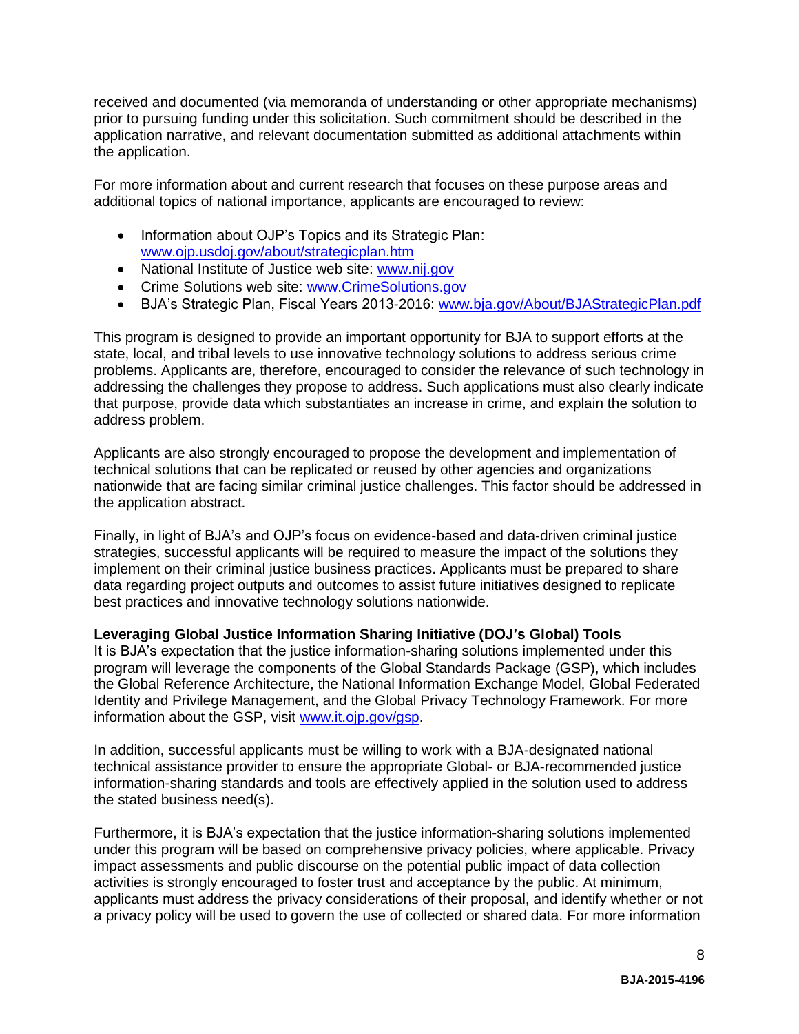received and documented (via memoranda of understanding or other appropriate mechanisms) prior to pursuing funding under this solicitation. Such commitment should be described in the application narrative, and relevant documentation submitted as additional attachments within the application.

For more information about and current research that focuses on these purpose areas and additional topics of national importance, applicants are encouraged to review:

- Information about OJP's Topics and its Strategic Plan: [www.ojp.usdoj.gov/about/strategicplan.htm](www.ojp.usdoj.gov/about/strategicplan.htm)
- National Institute of Justice web site: [www.nij.gov](www.nij.gov)
- Crime Solutions web site: [www.CrimeSolutions.gov](www.CrimeSolutions.gov)
- BJA's Strategic Plan, Fiscal Years 2013-2016: [www.bja.gov/About/BJAStrategicPlan.pdf](www.bja.gov/About/BJAStrategicPlan.pdf)

This program is designed to provide an important opportunity for BJA to support efforts at the state, local, and tribal levels to use innovative technology solutions to address serious crime problems. Applicants are, therefore, encouraged to consider the relevance of such technology in addressing the challenges they propose to address. Such applications must also clearly indicate that purpose, provide data which substantiates an increase in crime, and explain the solution to address problem.

Applicants are also strongly encouraged to propose the development and implementation of technical solutions that can be replicated or reused by other agencies and organizations nationwide that are facing similar criminal justice challenges. This factor should be addressed in the application abstract.

Finally, in light of BJA's and OJP's focus on evidence-based and data-driven criminal justice strategies, successful applicants will be required to measure the impact of the solutions they implement on their criminal justice business practices. Applicants must be prepared to share data regarding project outputs and outcomes to assist future initiatives designed to replicate best practices and innovative technology solutions nationwide.

**Leveraging Global Justice Information Sharing Initiative (DOJ's Global) Tools**
It is BJA's expectation that the justice information-sharing solutions implemented under this program will leverage the components of the Global Standards Package (GSP), which includes the Global Reference Architecture, the National Information Exchange Model, Global Federated Identity and Privilege Management, and the Global Privacy Technology Framework. For more information about the GSP, visit [www.it.ojp.gov/gsp](www.it.ojp.gov/gsp).

In addition, successful applicants must be willing to work with a BJA-designated national technical assistance provider to ensure the appropriate Global- or BJA-recommended justice information-sharing standards and tools are effectively applied in the solution used to address the stated business need(s).

Furthermore, it is BJA's expectation that the justice information-sharing solutions implemented under this program will be based on comprehensive privacy policies, where applicable. Privacy impact assessments and public discourse on the potential public impact of data collection activities is strongly encouraged to foster trust and acceptance by the public. At minimum, applicants must address the privacy considerations of their proposal, and identify whether or not a privacy policy will be used to govern the use of collected or shared data. For more information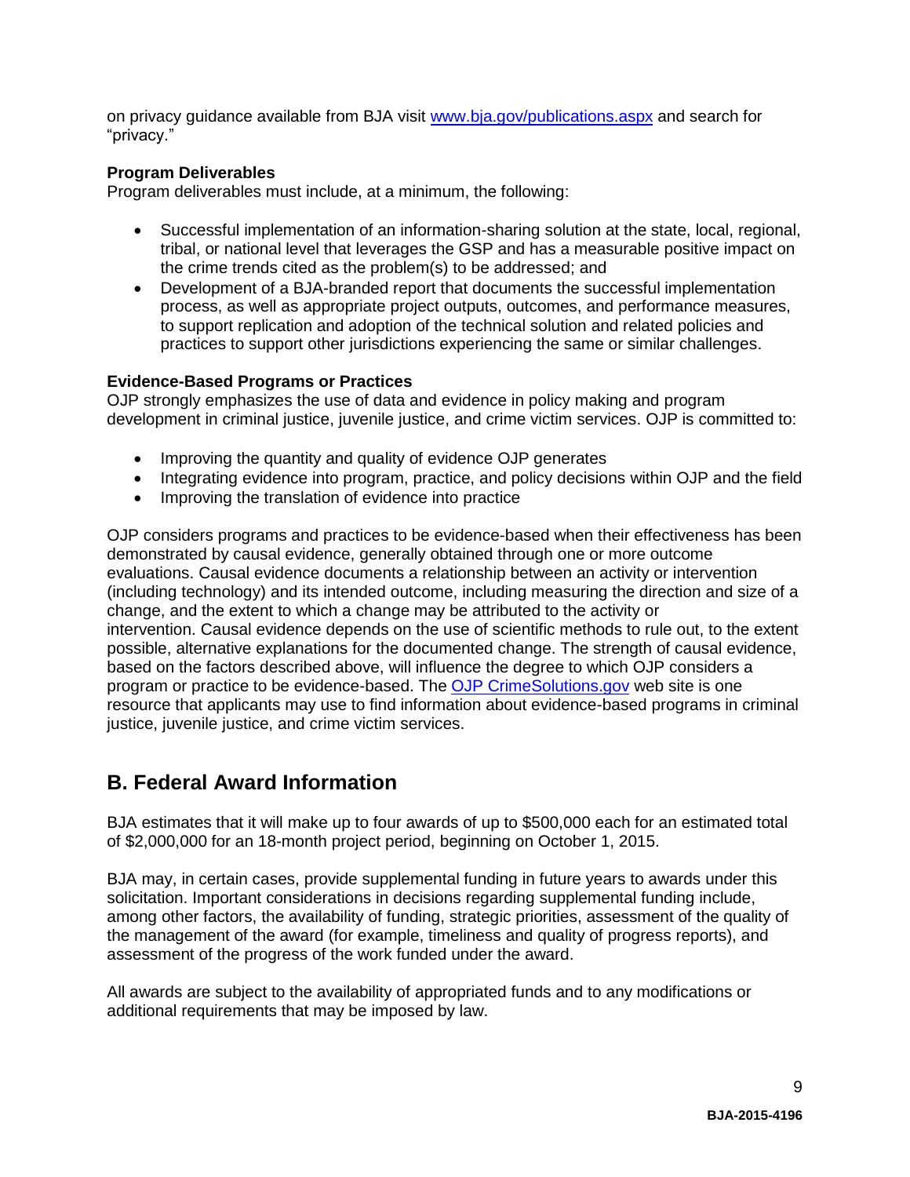on privacy guidance available from BJA visit [www.bja.gov/publications.aspx](www.bja.gov/publications.aspx) and search for "privacy."

**Program Deliverables**
Program deliverables must include, at a minimum, the following:

- Successful implementation of an information-sharing solution at the state, local, regional, tribal, or national level that leverages the GSP and has a measurable positive impact on the crime trends cited as the problem(s) to be addressed; and
- Development of a BJA-branded report that documents the successful implementation process, as well as appropriate project outputs, outcomes, and performance measures, to support replication and adoption of the technical solution and related policies and practices to support other jurisdictions experiencing the same or similar challenges.

**Evidence-Based Programs or Practices**
OJP strongly emphasizes the use of data and evidence in policy making and program development in criminal justice, juvenile justice, and crime victim services. OJP is committed to:

- Improving the quantity and quality of evidence OJP generates
- Integrating evidence into program, practice, and policy decisions within OJP and the field
- Improving the translation of evidence into practice

OJP considers programs and practices to be evidence-based when their effectiveness has been demonstrated by causal evidence, generally obtained through one or more outcome evaluations. Causal evidence documents a relationship between an activity or intervention (including technology) and its intended outcome, including measuring the direction and size of a change, and the extent to which a change may be attributed to the activity or intervention. Causal evidence depends on the use of scientific methods to rule out, to the extent possible, alternative explanations for the documented change. The strength of causal evidence, based on the factors described above, will influence the degree to which OJP considers a program or practice to be evidence-based. The OJP CrimeSolutions.gov web site is one resource that applicants may use to find information about evidence-based programs in criminal justice, juvenile justice, and crime victim services.

## B. Federal Award Information

BJA estimates that it will make up to four awards of up to $500,000 each for an estimated total of $2,000,000 for an 18-month project period, beginning on October 1, 2015.

BJA may, in certain cases, provide supplemental funding in future years to awards under this solicitation. Important considerations in decisions regarding supplemental funding include, among other factors, the availability of funding, strategic priorities, assessment of the quality of the management of the award (for example, timeliness and quality of progress reports), and assessment of the progress of the work funded under the award.

All awards are subject to the availability of appropriated funds and to any modifications or additional requirements that may be imposed by law.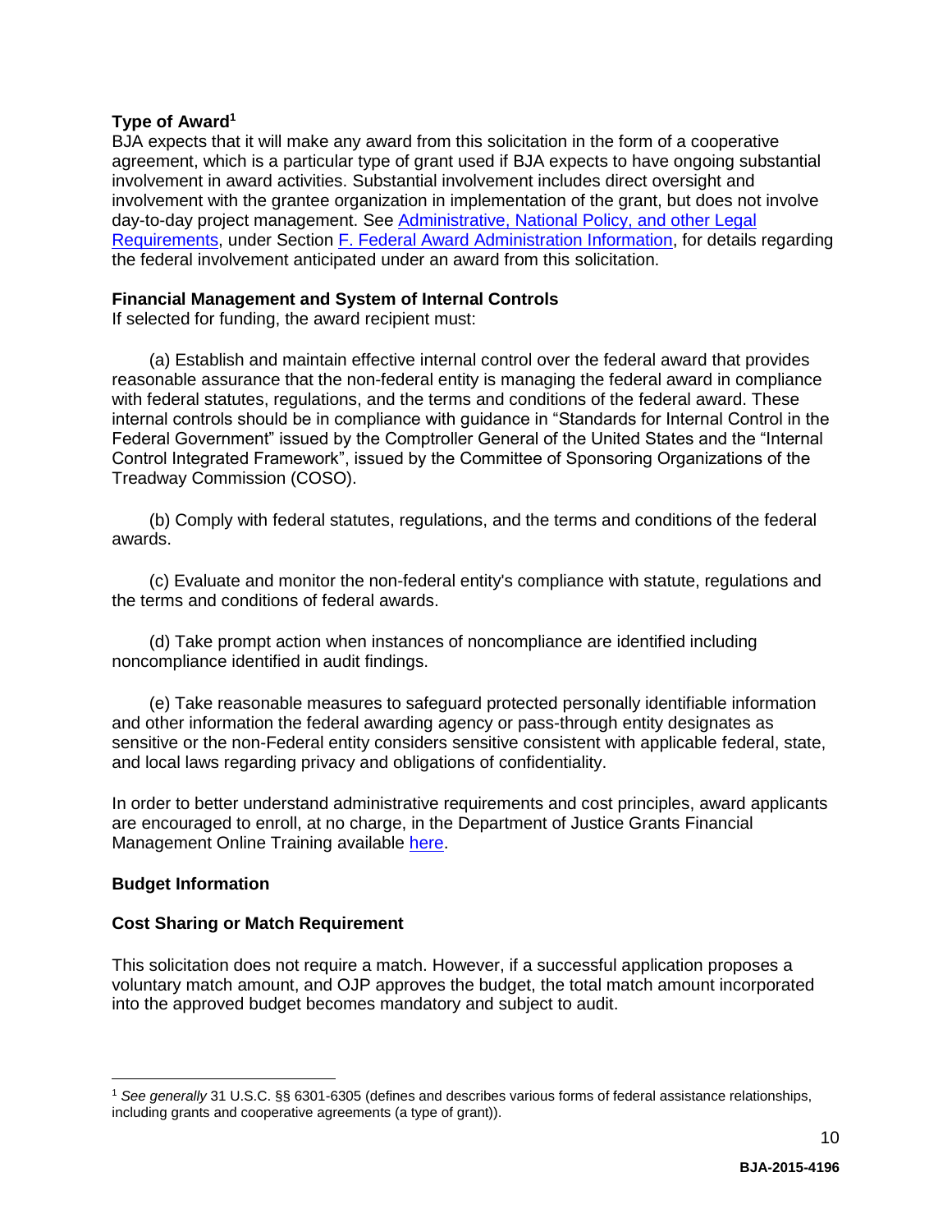**Type of Award**[1]

BJA expects that it will make any award from this solicitation in the form of a cooperative agreement, which is a particular type of grant used if BJA expects to have ongoing substantial involvement in award activities. Substantial involvement includes direct oversight and involvement with the grantee organization in implementation of the grant, but does not involve day-to-day project management. See Administrative, National Policy, and other Legal Requirements, under Section F. Federal Award Administration Information, for details regarding the federal involvement anticipated under an award from this solicitation.

**Financial Management and System of Internal Controls**

If selected for funding, the award recipient must:

(a) Establish and maintain effective internal control over the federal award that provides reasonable assurance that the non-federal entity is managing the federal award in compliance with federal statutes, regulations, and the terms and conditions of the federal award. These internal controls should be in compliance with guidance in "Standards for Internal Control in the Federal Government" issued by the Comptroller General of the United States and the "Internal Control Integrated Framework", issued by the Committee of Sponsoring Organizations of the Treadway Commission (COSO).

(b) Comply with federal statutes, regulations, and the terms and conditions of the federal awards.

(c) Evaluate and monitor the non-federal entity's compliance with statute, regulations and the terms and conditions of federal awards.

(d) Take prompt action when instances of noncompliance are identified including noncompliance identified in audit findings.

(e) Take reasonable measures to safeguard protected personally identifiable information and other information the federal awarding agency or pass-through entity designates as sensitive or the non-Federal entity considers sensitive consistent with applicable federal, state, and local laws regarding privacy and obligations of confidentiality.

In order to better understand administrative requirements and cost principles, award applicants are encouraged to enroll, at no charge, in the Department of Justice Grants Financial Management Online Training available here.

**Budget Information**

**Cost Sharing or Match Requirement**

This solicitation does not require a match. However, if a successful application proposes a voluntary match amount, and OJP approves the budget, the total match amount incorporated into the approved budget becomes mandatory and subject to audit.

---

[1] *See generally* 31 U.S.C. §§ 6301-6305 (defines and describes various forms of federal assistance relationships, including grants and cooperative agreements (a type of grant)).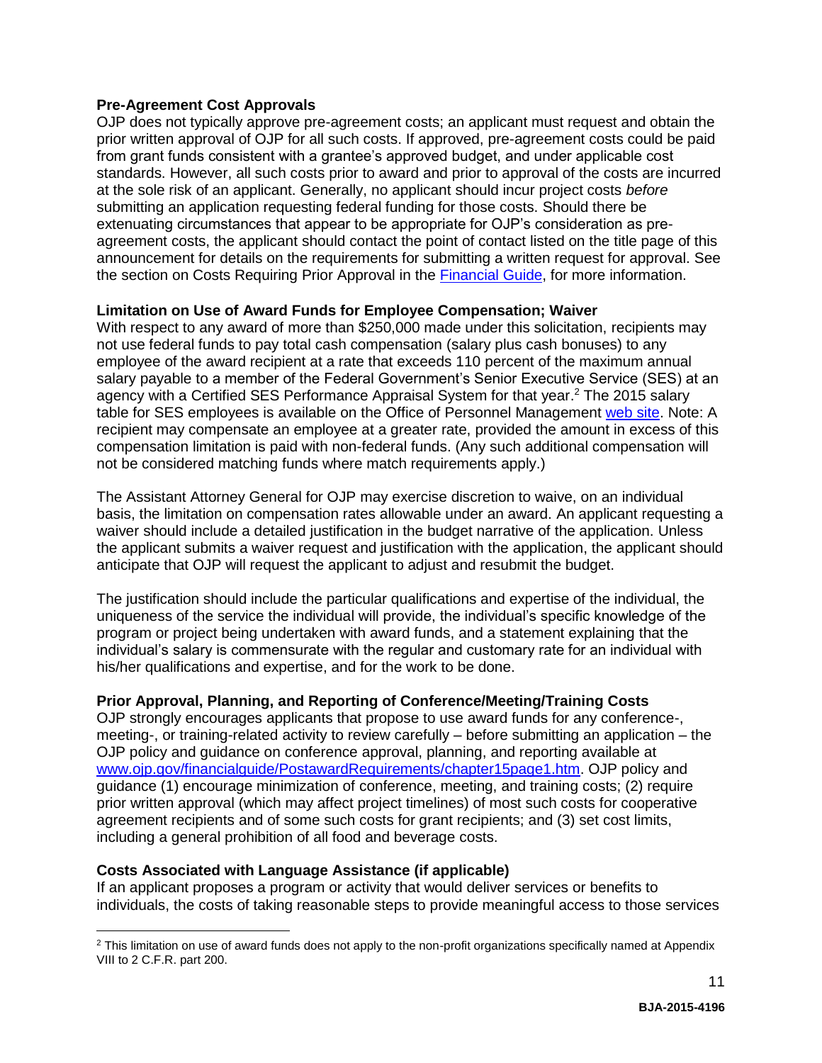**Pre-Agreement Cost Approvals**

OJP does not typically approve pre-agreement costs; an applicant must request and obtain the prior written approval of OJP for all such costs. If approved, pre-agreement costs could be paid from grant funds consistent with a grantee's approved budget, and under applicable cost standards. However, all such costs prior to award and prior to approval of the costs are incurred at the sole risk of an applicant. Generally, no applicant should incur project costs *before* submitting an application requesting federal funding for those costs. Should there be extenuating circumstances that appear to be appropriate for OJP's consideration as pre-agreement costs, the applicant should contact the point of contact listed on the title page of this announcement for details on the requirements for submitting a written request for approval. See the section on Costs Requiring Prior Approval in the Financial Guide, for more information.

**Limitation on Use of Award Funds for Employee Compensation; Waiver**

With respect to any award of more than $250,000 made under this solicitation, recipients may not use federal funds to pay total cash compensation (salary plus cash bonuses) to any employee of the award recipient at a rate that exceeds 110 percent of the maximum annual salary payable to a member of the Federal Government's Senior Executive Service (SES) at an agency with a Certified SES Performance Appraisal System for that year.[2] The 2015 salary table for SES employees is available on the Office of Personnel Management web site. Note: A recipient may compensate an employee at a greater rate, provided the amount in excess of this compensation limitation is paid with non-federal funds. (Any such additional compensation will not be considered matching funds where match requirements apply.)

The Assistant Attorney General for OJP may exercise discretion to waive, on an individual basis, the limitation on compensation rates allowable under an award. An applicant requesting a waiver should include a detailed justification in the budget narrative of the application. Unless the applicant submits a waiver request and justification with the application, the applicant should anticipate that OJP will request the applicant to adjust and resubmit the budget.

The justification should include the particular qualifications and expertise of the individual, the uniqueness of the service the individual will provide, the individual's specific knowledge of the program or project being undertaken with award funds, and a statement explaining that the individual's salary is commensurate with the regular and customary rate for an individual with his/her qualifications and expertise, and for the work to be done.

**Prior Approval, Planning, and Reporting of Conference/Meeting/Training Costs**

OJP strongly encourages applicants that propose to use award funds for any conference-, meeting-, or training-related activity to review carefully – before submitting an application – the OJP policy and guidance on conference approval, planning, and reporting available at www.ojp.gov/financialguide/PostawardRequirements/chapter15page1.htm. OJP policy and guidance (1) encourage minimization of conference, meeting, and training costs; (2) require prior written approval (which may affect project timelines) of most such costs for cooperative agreement recipients and of some such costs for grant recipients; and (3) set cost limits, including a general prohibition of all food and beverage costs.

**Costs Associated with Language Assistance (if applicable)**

If an applicant proposes a program or activity that would deliver services or benefits to individuals, the costs of taking reasonable steps to provide meaningful access to those services

[2] This limitation on use of award funds does not apply to the non-profit organizations specifically named at Appendix VIII to 2 C.F.R. part 200.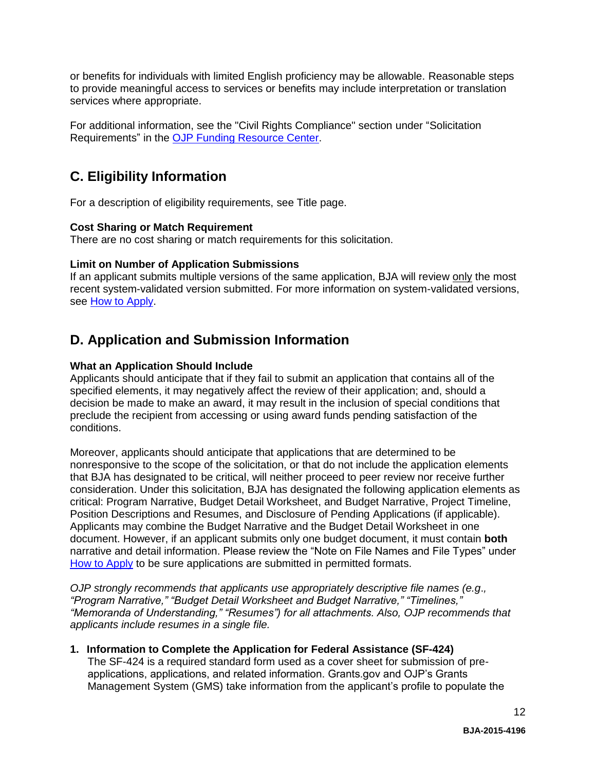or benefits for individuals with limited English proficiency may be allowable. Reasonable steps to provide meaningful access to services or benefits may include interpretation or translation services where appropriate.

For additional information, see the "Civil Rights Compliance" section under "Solicitation Requirements" in the [OJP Funding Resource Center](#).

## C. Eligibility Information

For a description of eligibility requirements, see Title page.

**Cost Sharing or Match Requirement**
There are no cost sharing or match requirements for this solicitation.

**Limit on Number of Application Submissions**
If an applicant submits multiple versions of the same application, BJA will review only the most recent system-validated version submitted. For more information on system-validated versions, see [How to Apply](#).

## D. Application and Submission Information

**What an Application Should Include**
Applicants should anticipate that if they fail to submit an application that contains all of the specified elements, it may negatively affect the review of their application; and, should a decision be made to make an award, it may result in the inclusion of special conditions that preclude the recipient from accessing or using award funds pending satisfaction of the conditions.

Moreover, applicants should anticipate that applications that are determined to be nonresponsive to the scope of the solicitation, or that do not include the application elements that BJA has designated to be critical, will neither proceed to peer review nor receive further consideration. Under this solicitation, BJA has designated the following application elements as critical: Program Narrative, Budget Detail Worksheet, and Budget Narrative, Project Timeline, Position Descriptions and Resumes, and Disclosure of Pending Applications (if applicable). Applicants may combine the Budget Narrative and the Budget Detail Worksheet in one document. However, if an applicant submits only one budget document, it must contain **both** narrative and detail information. Please review the "Note on File Names and File Types" under [How to Apply](#) to be sure applications are submitted in permitted formats.

*OJP strongly recommends that applicants use appropriately descriptive file names (e.g., "Program Narrative," "Budget Detail Worksheet and Budget Narrative," "Timelines," "Memoranda of Understanding," "Resumes") for all attachments. Also, OJP recommends that applicants include resumes in a single file.*

1. **Information to Complete the Application for Federal Assistance (SF-424)**
   The SF-424 is a required standard form used as a cover sheet for submission of pre-applications, applications, and related information. Grants.gov and OJP's Grants Management System (GMS) take information from the applicant's profile to populate the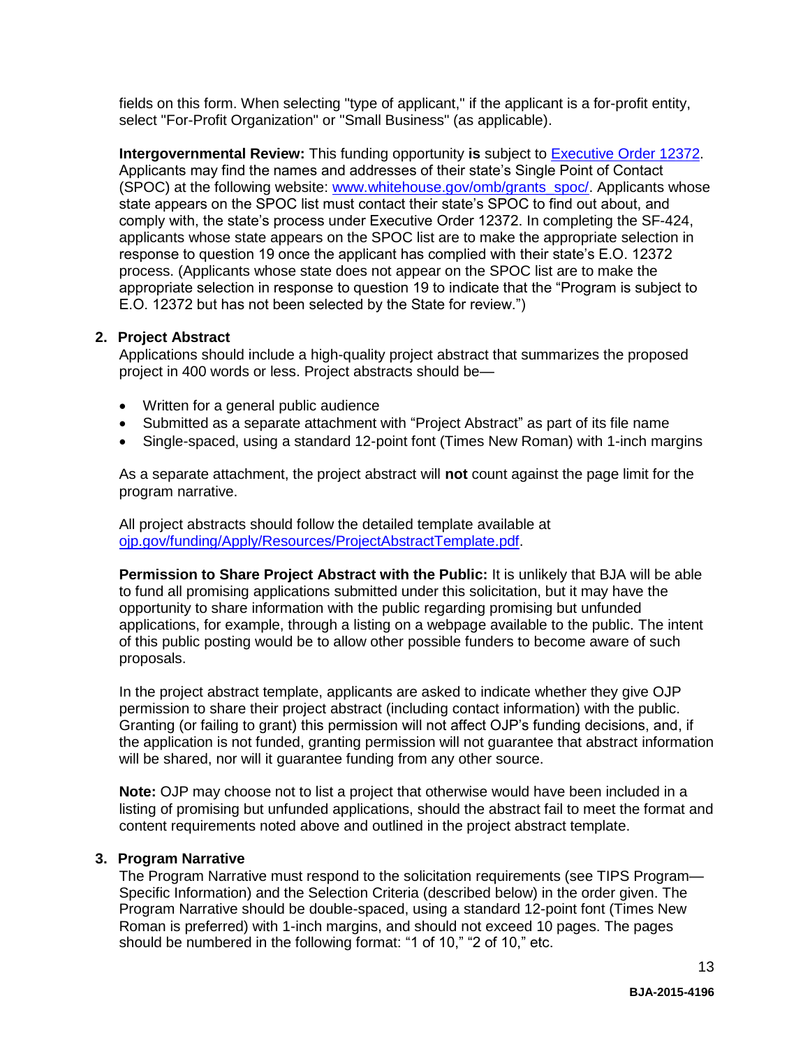fields on this form. When selecting "type of applicant," if the applicant is a for-profit entity, select "For-Profit Organization" or "Small Business" (as applicable).

**Intergovernmental Review:** This funding opportunity **is** subject to [Executive Order 12372](). Applicants may find the names and addresses of their state's Single Point of Contact (SPOC) at the following website: [www.whitehouse.gov/omb/grants_spoc/](www.whitehouse.gov/omb/grants_spoc/). Applicants whose state appears on the SPOC list must contact their state's SPOC to find out about, and comply with, the state's process under Executive Order 12372. In completing the SF-424, applicants whose state appears on the SPOC list are to make the appropriate selection in response to question 19 once the applicant has complied with their state's E.O. 12372 process. (Applicants whose state does not appear on the SPOC list are to make the appropriate selection in response to question 19 to indicate that the "Program is subject to E.O. 12372 but has not been selected by the State for review.")

**2. Project Abstract**

Applications should include a high-quality project abstract that summarizes the proposed project in 400 words or less. Project abstracts should be—

- Written for a general public audience
- Submitted as a separate attachment with "Project Abstract" as part of its file name
- Single-spaced, using a standard 12-point font (Times New Roman) with 1-inch margins

As a separate attachment, the project abstract will **not** count against the page limit for the program narrative.

All project abstracts should follow the detailed template available at [ojp.gov/funding/Apply/Resources/ProjectAbstractTemplate.pdf](ojp.gov/funding/Apply/Resources/ProjectAbstractTemplate.pdf).

**Permission to Share Project Abstract with the Public:** It is unlikely that BJA will be able to fund all promising applications submitted under this solicitation, but it may have the opportunity to share information with the public regarding promising but unfunded applications, for example, through a listing on a webpage available to the public. The intent of this public posting would be to allow other possible funders to become aware of such proposals.

In the project abstract template, applicants are asked to indicate whether they give OJP permission to share their project abstract (including contact information) with the public. Granting (or failing to grant) this permission will not affect OJP's funding decisions, and, if the application is not funded, granting permission will not guarantee that abstract information will be shared, nor will it guarantee funding from any other source.

**Note:** OJP may choose not to list a project that otherwise would have been included in a listing of promising but unfunded applications, should the abstract fail to meet the format and content requirements noted above and outlined in the project abstract template.

**3. Program Narrative**

The Program Narrative must respond to the solicitation requirements (see TIPS Program—Specific Information) and the Selection Criteria (described below) in the order given. The Program Narrative should be double-spaced, using a standard 12-point font (Times New Roman is preferred) with 1-inch margins, and should not exceed 10 pages. The pages should be numbered in the following format: "1 of 10," "2 of 10," etc.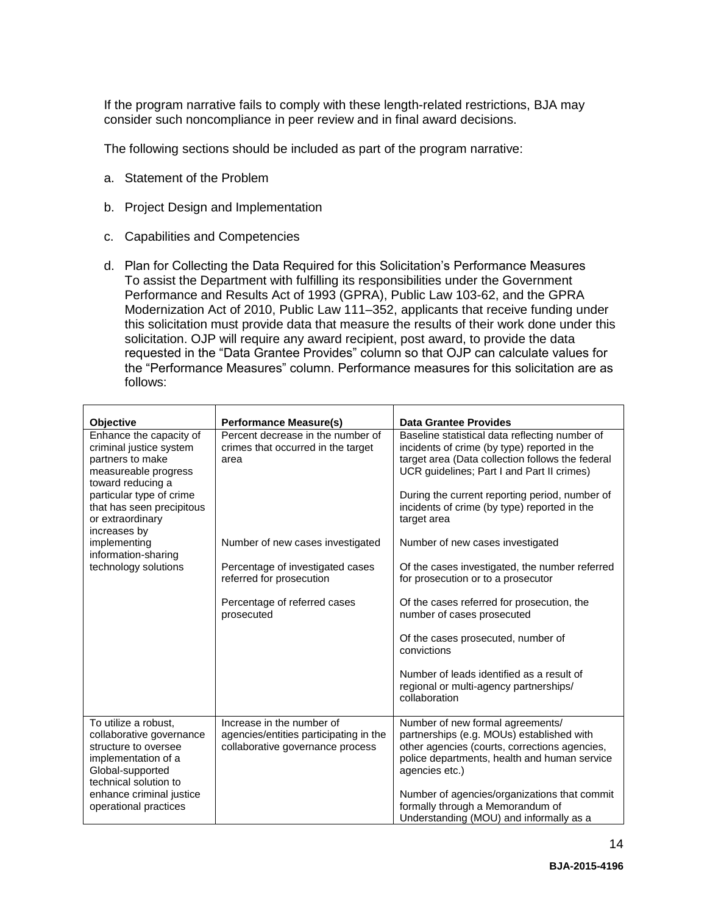If the program narrative fails to comply with these length-related restrictions, BJA may consider such noncompliance in peer review and in final award decisions.

The following sections should be included as part of the program narrative:

a. Statement of the Problem

b. Project Design and Implementation

c. Capabilities and Competencies

d. Plan for Collecting the Data Required for this Solicitation's Performance Measures
   To assist the Department with fulfilling its responsibilities under the Government Performance and Results Act of 1993 (GPRA), Public Law 103-62, and the GPRA Modernization Act of 2010, Public Law 111–352, applicants that receive funding under this solicitation must provide data that measure the results of their work done under this solicitation. OJP will require any award recipient, post award, to provide the data requested in the "Data Grantee Provides" column so that OJP can calculate values for the "Performance Measures" column. Performance measures for this solicitation are as follows:

| Objective | Performance Measure(s) | Data Grantee Provides |
|---|---|---|
| Enhance the capacity of criminal justice system partners to make measureable progress toward reducing a particular type of crime that has seen precipitous or extraordinary increases by implementing information-sharing technology solutions | Percent decrease in the number of crimes that occurred in the target area | Baseline statistical data reflecting number of incidents of crime (by type) reported in the target area (Data collection follows the federal UCR guidelines; Part I and Part II crimes)<br><br>During the current reporting period, number of incidents of crime (by type) reported in the target area |
| | Number of new cases investigated | Number of new cases investigated |
| | Percentage of investigated cases referred for prosecution | Of the cases investigated, the number referred for prosecution or to a prosecutor |
| | Percentage of referred cases prosecuted | Of the cases referred for prosecution, the number of cases prosecuted<br><br>Of the cases prosecuted, number of convictions<br><br>Number of leads identified as a result of regional or multi-agency partnerships/ collaboration |
| To utilize a robust, collaborative governance structure to oversee implementation of a Global-supported technical solution to enhance criminal justice operational practices | Increase in the number of agencies/entities participating in the collaborative governance process | Number of new formal agreements/ partnerships (e.g. MOUs) established with other agencies (courts, corrections agencies, police departments, health and human service agencies etc.)<br><br>Number of agencies/organizations that commit formally through a Memorandum of Understanding (MOU) and informally as a |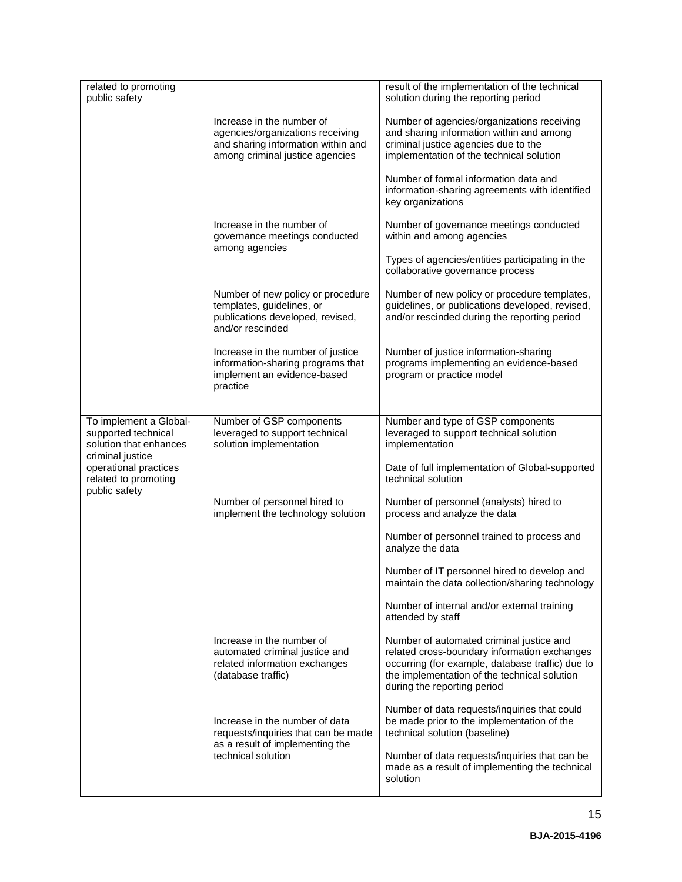| | | |
|---|---|---|
| related to promoting public safety | | result of the implementation of the technical solution during the reporting period |
| | Increase in the number of agencies/organizations receiving and sharing information within and among criminal justice agencies | Number of agencies/organizations receiving and sharing information within and among criminal justice agencies due to the implementation of the technical solution<br><br>Number of formal information data and information-sharing agreements with identified key organizations |
| | Increase in the number of governance meetings conducted among agencies | Number of governance meetings conducted within and among agencies<br><br>Types of agencies/entities participating in the collaborative governance process |
| | Number of new policy or procedure templates, guidelines, or publications developed, revised, and/or rescinded | Number of new policy or procedure templates, guidelines, or publications developed, revised, and/or rescinded during the reporting period |
| | Increase in the number of justice information-sharing programs that implement an evidence-based practice | Number of justice information-sharing programs implementing an evidence-based program or practice model |
| To implement a Global-supported technical solution that enhances criminal justice operational practices related to promoting public safety | Number of GSP components leveraged to support technical solution implementation | Number and type of GSP components leveraged to support technical solution implementation<br><br>Date of full implementation of Global-supported technical solution |
| | Number of personnel hired to implement the technology solution | Number of personnel (analysts) hired to process and analyze the data<br><br>Number of personnel trained to process and analyze the data<br><br>Number of IT personnel hired to develop and maintain the data collection/sharing technology<br><br>Number of internal and/or external training attended by staff |
| | Increase in the number of automated criminal justice and related information exchanges (database traffic) | Number of automated criminal justice and related cross-boundary information exchanges occurring (for example, database traffic) due to the implementation of the technical solution during the reporting period |
| | Increase in the number of data requests/inquiries that can be made as a result of implementing the technical solution | Number of data requests/inquiries that could be made prior to the implementation of the technical solution (baseline)<br><br>Number of data requests/inquiries that can be made as a result of implementing the technical solution |

BJA-2015-4196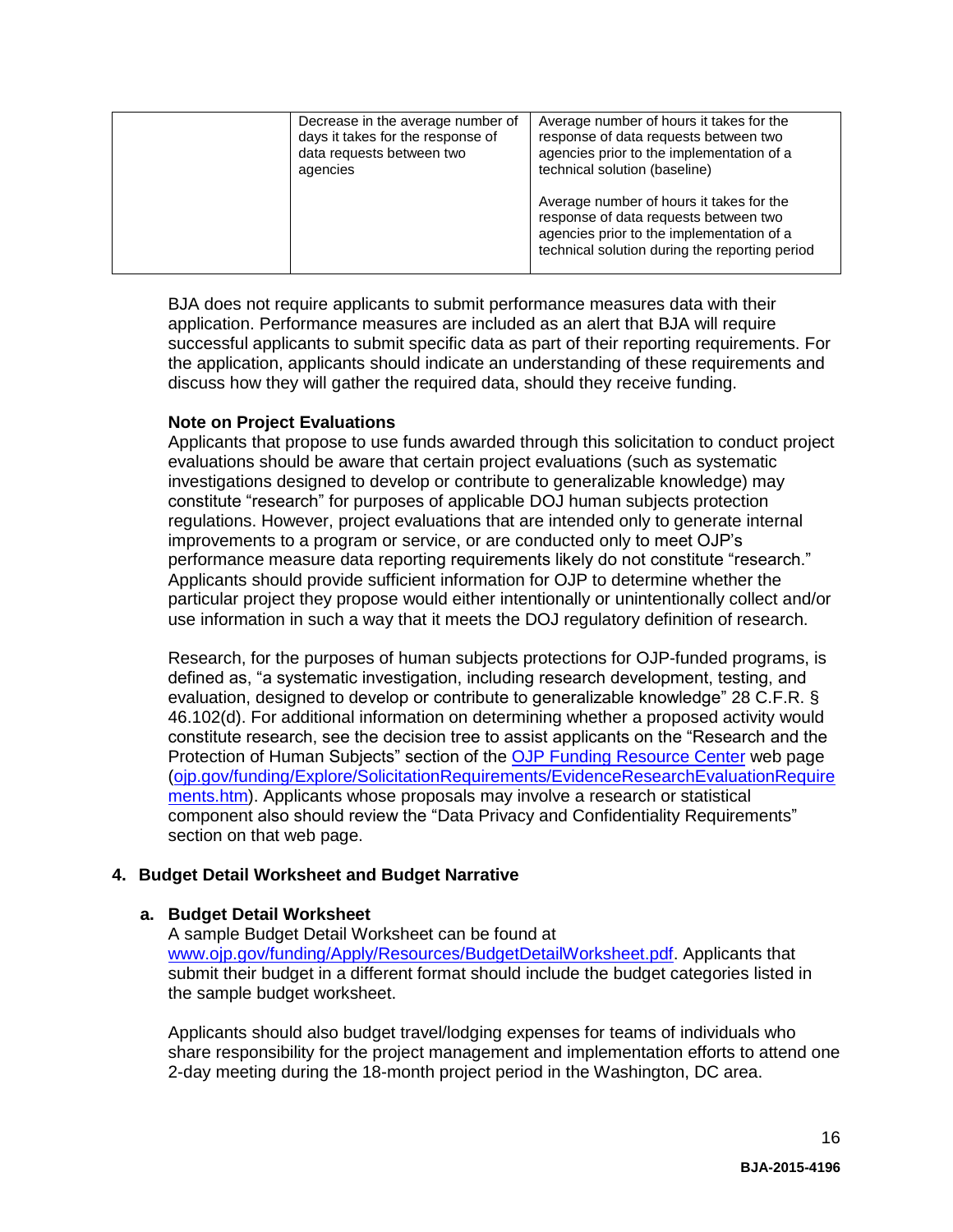| | | |
|---|---|---|
| | Decrease in the average number of days it takes for the response of data requests between two agencies | Average number of hours it takes for the response of data requests between two agencies prior to the implementation of a technical solution (baseline)<br><br>Average number of hours it takes for the response of data requests between two agencies prior to the implementation of a technical solution during the reporting period |

BJA does not require applicants to submit performance measures data with their application. Performance measures are included as an alert that BJA will require successful applicants to submit specific data as part of their reporting requirements. For the application, applicants should indicate an understanding of these requirements and discuss how they will gather the required data, should they receive funding.

**Note on Project Evaluations**

Applicants that propose to use funds awarded through this solicitation to conduct project evaluations should be aware that certain project evaluations (such as systematic investigations designed to develop or contribute to generalizable knowledge) may constitute "research" for purposes of applicable DOJ human subjects protection regulations. However, project evaluations that are intended only to generate internal improvements to a program or service, or are conducted only to meet OJP's performance measure data reporting requirements likely do not constitute "research." Applicants should provide sufficient information for OJP to determine whether the particular project they propose would either intentionally or unintentionally collect and/or use information in such a way that it meets the DOJ regulatory definition of research.

Research, for the purposes of human subjects protections for OJP-funded programs, is defined as, "a systematic investigation, including research development, testing, and evaluation, designed to develop or contribute to generalizable knowledge" 28 C.F.R. § 46.102(d). For additional information on determining whether a proposed activity would constitute research, see the decision tree to assist applicants on the "Research and the Protection of Human Subjects" section of the OJP Funding Resource Center web page (ojp.gov/funding/Explore/SolicitationRequirements/EvidenceResearchEvaluationRequirements.htm). Applicants whose proposals may involve a research or statistical component also should review the "Data Privacy and Confidentiality Requirements" section on that web page.

## 4. Budget Detail Worksheet and Budget Narrative

### a. Budget Detail Worksheet

A sample Budget Detail Worksheet can be found at www.ojp.gov/funding/Apply/Resources/BudgetDetailWorksheet.pdf. Applicants that submit their budget in a different format should include the budget categories listed in the sample budget worksheet.

Applicants should also budget travel/lodging expenses for teams of individuals who share responsibility for the project management and implementation efforts to attend one 2-day meeting during the 18-month project period in the Washington, DC area.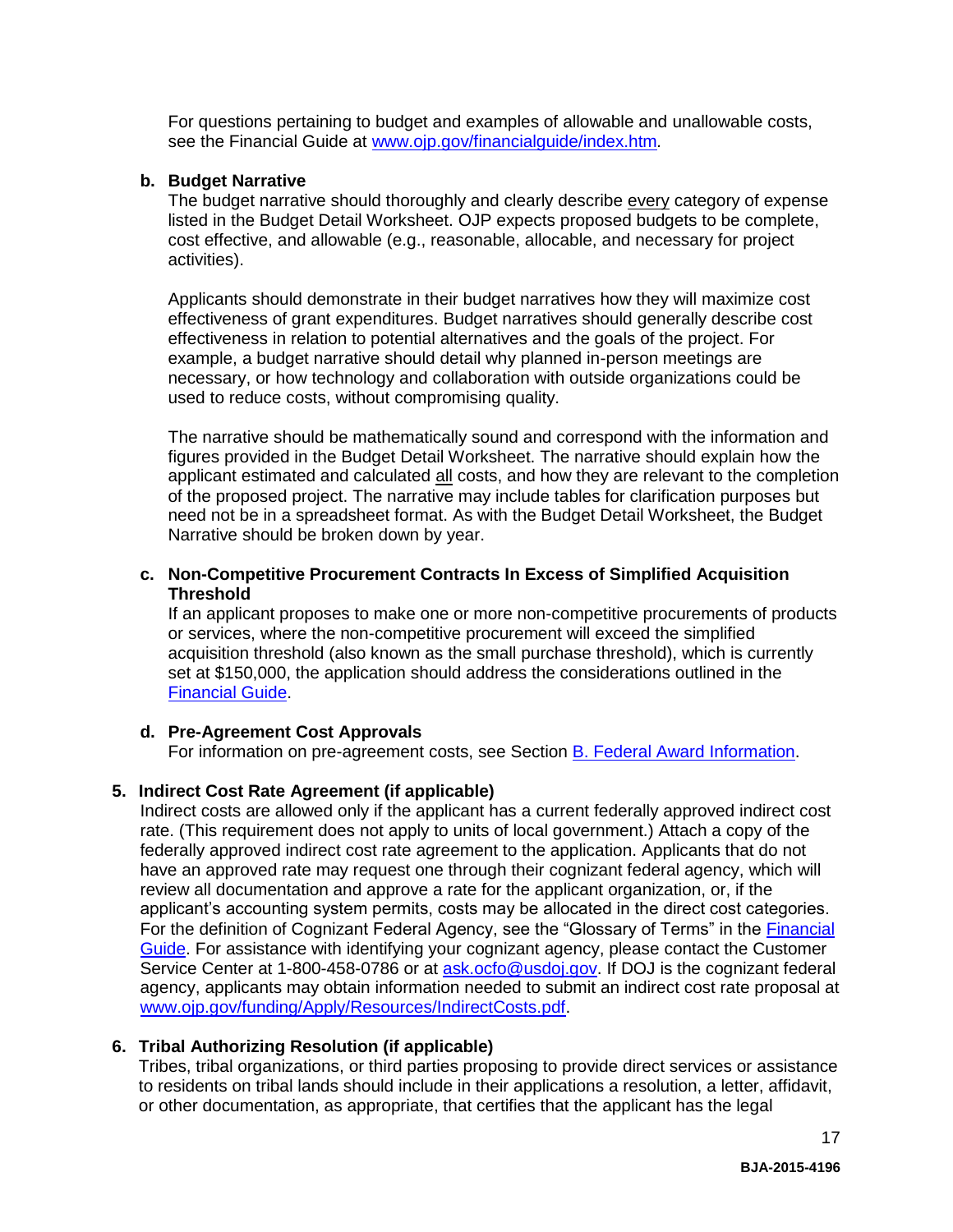For questions pertaining to budget and examples of allowable and unallowable costs, see the Financial Guide at [www.ojp.gov/financialguide/index.htm](www.ojp.gov/financialguide/index.htm).

**b. Budget Narrative**

The budget narrative should thoroughly and clearly describe every category of expense listed in the Budget Detail Worksheet. OJP expects proposed budgets to be complete, cost effective, and allowable (e.g., reasonable, allocable, and necessary for project activities).

Applicants should demonstrate in their budget narratives how they will maximize cost effectiveness of grant expenditures. Budget narratives should generally describe cost effectiveness in relation to potential alternatives and the goals of the project. For example, a budget narrative should detail why planned in-person meetings are necessary, or how technology and collaboration with outside organizations could be used to reduce costs, without compromising quality.

The narrative should be mathematically sound and correspond with the information and figures provided in the Budget Detail Worksheet. The narrative should explain how the applicant estimated and calculated all costs, and how they are relevant to the completion of the proposed project. The narrative may include tables for clarification purposes but need not be in a spreadsheet format. As with the Budget Detail Worksheet, the Budget Narrative should be broken down by year.

**c. Non-Competitive Procurement Contracts In Excess of Simplified Acquisition Threshold**

If an applicant proposes to make one or more non-competitive procurements of products or services, where the non-competitive procurement will exceed the simplified acquisition threshold (also known as the small purchase threshold), which is currently set at $150,000, the application should address the considerations outlined in the [Financial Guide](Financial Guide).

**d. Pre-Agreement Cost Approvals**

For information on pre-agreement costs, see Section [B. Federal Award Information](B. Federal Award Information).

**5. Indirect Cost Rate Agreement (if applicable)**

Indirect costs are allowed only if the applicant has a current federally approved indirect cost rate. (This requirement does not apply to units of local government.) Attach a copy of the federally approved indirect cost rate agreement to the application. Applicants that do not have an approved rate may request one through their cognizant federal agency, which will review all documentation and approve a rate for the applicant organization, or, if the applicant's accounting system permits, costs may be allocated in the direct cost categories. For the definition of Cognizant Federal Agency, see the "Glossary of Terms" in the [Financial Guide](Financial Guide). For assistance with identifying your cognizant agency, please contact the Customer Service Center at 1-800-458-0786 or at [ask.ocfo@usdoj.gov](mailto:ask.ocfo@usdoj.gov). If DOJ is the cognizant federal agency, applicants may obtain information needed to submit an indirect cost rate proposal at [www.ojp.gov/funding/Apply/Resources/IndirectCosts.pdf](www.ojp.gov/funding/Apply/Resources/IndirectCosts.pdf).

**6. Tribal Authorizing Resolution (if applicable)**

Tribes, tribal organizations, or third parties proposing to provide direct services or assistance to residents on tribal lands should include in their applications a resolution, a letter, affidavit, or other documentation, as appropriate, that certifies that the applicant has the legal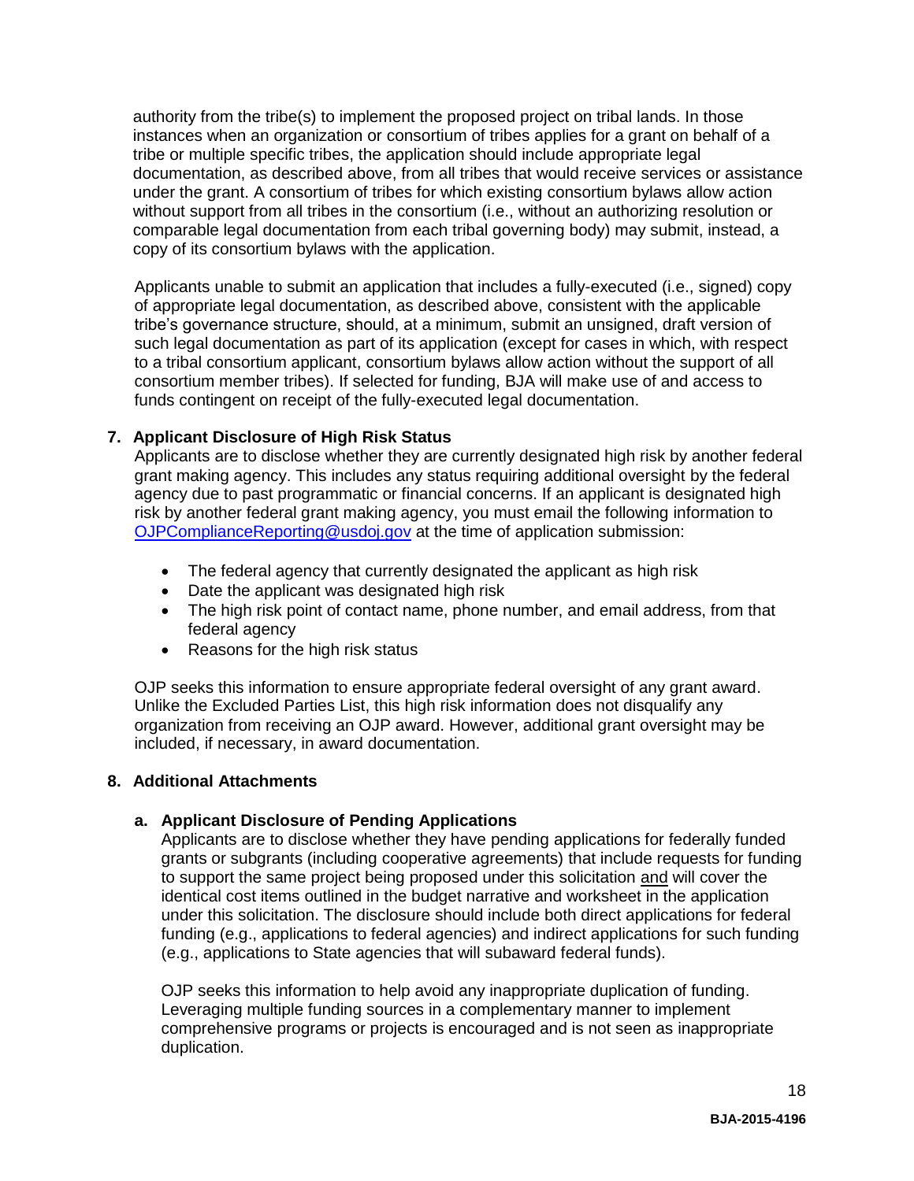authority from the tribe(s) to implement the proposed project on tribal lands. In those instances when an organization or consortium of tribes applies for a grant on behalf of a tribe or multiple specific tribes, the application should include appropriate legal documentation, as described above, from all tribes that would receive services or assistance under the grant. A consortium of tribes for which existing consortium bylaws allow action without support from all tribes in the consortium (i.e., without an authorizing resolution or comparable legal documentation from each tribal governing body) may submit, instead, a copy of its consortium bylaws with the application.

Applicants unable to submit an application that includes a fully-executed (i.e., signed) copy of appropriate legal documentation, as described above, consistent with the applicable tribe's governance structure, should, at a minimum, submit an unsigned, draft version of such legal documentation as part of its application (except for cases in which, with respect to a tribal consortium applicant, consortium bylaws allow action without the support of all consortium member tribes). If selected for funding, BJA will make use of and access to funds contingent on receipt of the fully-executed legal documentation.

**7. Applicant Disclosure of High Risk Status**

Applicants are to disclose whether they are currently designated high risk by another federal grant making agency. This includes any status requiring additional oversight by the federal agency due to past programmatic or financial concerns. If an applicant is designated high risk by another federal grant making agency, you must email the following information to [OJPComplianceReporting@usdoj.gov](mailto:OJPComplianceReporting@usdoj.gov) at the time of application submission:

- The federal agency that currently designated the applicant as high risk
- Date the applicant was designated high risk
- The high risk point of contact name, phone number, and email address, from that federal agency
- Reasons for the high risk status

OJP seeks this information to ensure appropriate federal oversight of any grant award. Unlike the Excluded Parties List, this high risk information does not disqualify any organization from receiving an OJP award. However, additional grant oversight may be included, if necessary, in award documentation.

**8. Additional Attachments**

**a. Applicant Disclosure of Pending Applications**

Applicants are to disclose whether they have pending applications for federally funded grants or subgrants (including cooperative agreements) that include requests for funding to support the same project being proposed under this solicitation and will cover the identical cost items outlined in the budget narrative and worksheet in the application under this solicitation. The disclosure should include both direct applications for federal funding (e.g., applications to federal agencies) and indirect applications for such funding (e.g., applications to State agencies that will subaward federal funds).

OJP seeks this information to help avoid any inappropriate duplication of funding. Leveraging multiple funding sources in a complementary manner to implement comprehensive programs or projects is encouraged and is not seen as inappropriate duplication.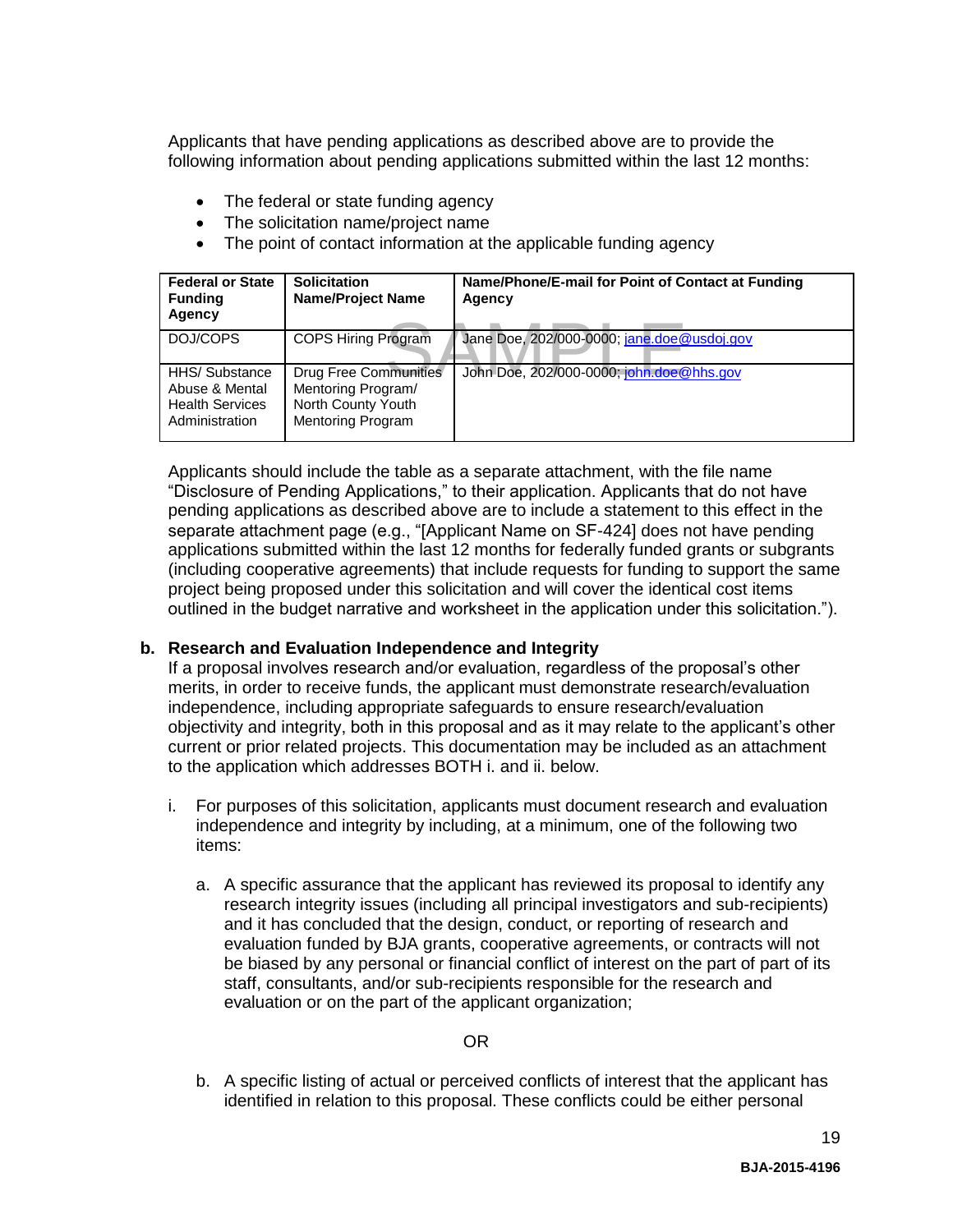Applicants that have pending applications as described above are to provide the following information about pending applications submitted within the last 12 months:

- The federal or state funding agency
- The solicitation name/project name
- The point of contact information at the applicable funding agency

| Federal or State Funding Agency | Solicitation Name/Project Name | Name/Phone/E-mail for Point of Contact at Funding Agency |
|---|---|---|
| DOJ/COPS | COPS Hiring Program | Jane Doe, 202/000-0000; jane.doe@usdoj.gov |
| HHS/ Substance Abuse & Mental Health Services Administration | Drug Free Communities Mentoring Program/ North County Youth Mentoring Program | John Doe, 202/000-0000; john.doe@hhs.gov |

SAMPLE

Applicants should include the table as a separate attachment, with the file name "Disclosure of Pending Applications," to their application. Applicants that do not have pending applications as described above are to include a statement to this effect in the separate attachment page (e.g., "[Applicant Name on SF-424] does not have pending applications submitted within the last 12 months for federally funded grants or subgrants (including cooperative agreements) that include requests for funding to support the same project being proposed under this solicitation and will cover the identical cost items outlined in the budget narrative and worksheet in the application under this solicitation.").

**b. Research and Evaluation Independence and Integrity**

If a proposal involves research and/or evaluation, regardless of the proposal's other merits, in order to receive funds, the applicant must demonstrate research/evaluation independence, including appropriate safeguards to ensure research/evaluation objectivity and integrity, both in this proposal and as it may relate to the applicant's other current or prior related projects. This documentation may be included as an attachment to the application which addresses BOTH i. and ii. below.

i. For purposes of this solicitation, applicants must document research and evaluation independence and integrity by including, at a minimum, one of the following two items:

   a. A specific assurance that the applicant has reviewed its proposal to identify any research integrity issues (including all principal investigators and sub-recipients) and it has concluded that the design, conduct, or reporting of research and evaluation funded by BJA grants, cooperative agreements, or contracts will not be biased by any personal or financial conflict of interest on the part of part of its staff, consultants, and/or sub-recipients responsible for the research and evaluation or on the part of the applicant organization;

   OR

   b. A specific listing of actual or perceived conflicts of interest that the applicant has identified in relation to this proposal. These conflicts could be either personal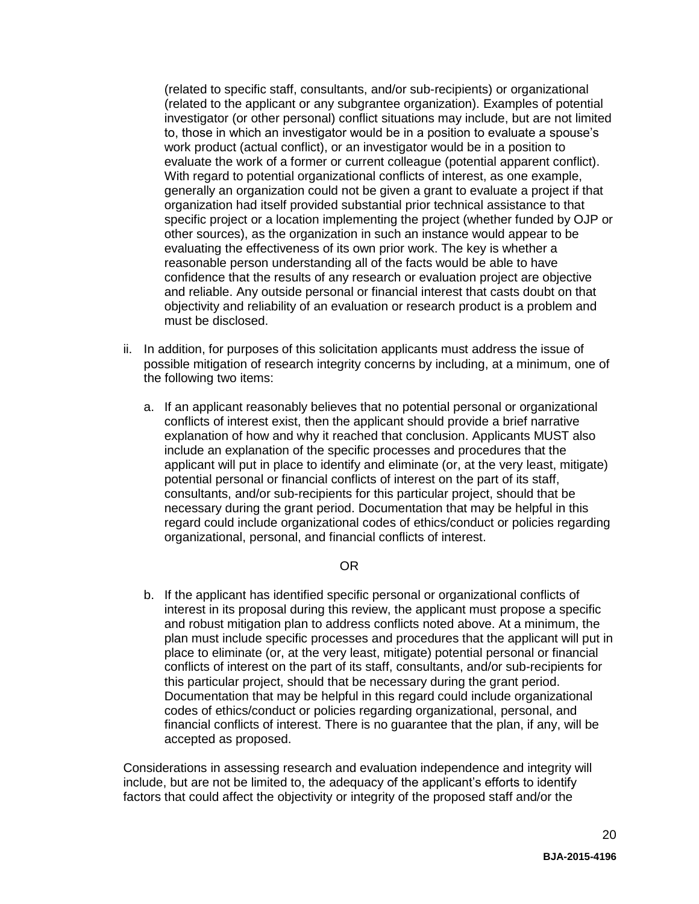(related to specific staff, consultants, and/or sub-recipients) or organizational (related to the applicant or any subgrantee organization). Examples of potential investigator (or other personal) conflict situations may include, but are not limited to, those in which an investigator would be in a position to evaluate a spouse's work product (actual conflict), or an investigator would be in a position to evaluate the work of a former or current colleague (potential apparent conflict). With regard to potential organizational conflicts of interest, as one example, generally an organization could not be given a grant to evaluate a project if that organization had itself provided substantial prior technical assistance to that specific project or a location implementing the project (whether funded by OJP or other sources), as the organization in such an instance would appear to be evaluating the effectiveness of its own prior work. The key is whether a reasonable person understanding all of the facts would be able to have confidence that the results of any research or evaluation project are objective and reliable. Any outside personal or financial interest that casts doubt on that objectivity and reliability of an evaluation or research product is a problem and must be disclosed.

ii. In addition, for purposes of this solicitation applicants must address the issue of possible mitigation of research integrity concerns by including, at a minimum, one of the following two items:

   a. If an applicant reasonably believes that no potential personal or organizational conflicts of interest exist, then the applicant should provide a brief narrative explanation of how and why it reached that conclusion. Applicants MUST also include an explanation of the specific processes and procedures that the applicant will put in place to identify and eliminate (or, at the very least, mitigate) potential personal or financial conflicts of interest on the part of its staff, consultants, and/or sub-recipients for this particular project, should that be necessary during the grant period. Documentation that may be helpful in this regard could include organizational codes of ethics/conduct or policies regarding organizational, personal, and financial conflicts of interest.

   OR

   b. If the applicant has identified specific personal or organizational conflicts of interest in its proposal during this review, the applicant must propose a specific and robust mitigation plan to address conflicts noted above. At a minimum, the plan must include specific processes and procedures that the applicant will put in place to eliminate (or, at the very least, mitigate) potential personal or financial conflicts of interest on the part of its staff, consultants, and/or sub-recipients for this particular project, should that be necessary during the grant period. Documentation that may be helpful in this regard could include organizational codes of ethics/conduct or policies regarding organizational, personal, and financial conflicts of interest. There is no guarantee that the plan, if any, will be accepted as proposed.

Considerations in assessing research and evaluation independence and integrity will include, but are not be limited to, the adequacy of the applicant's efforts to identify factors that could affect the objectivity or integrity of the proposed staff and/or the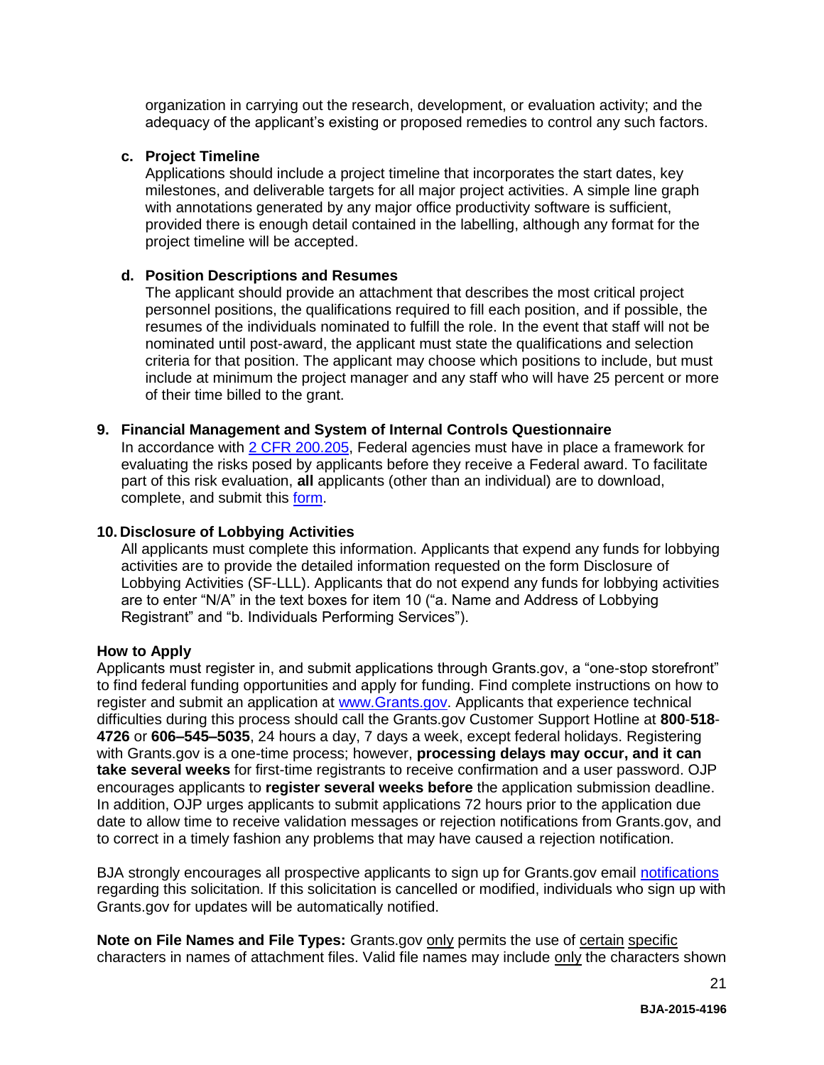organization in carrying out the research, development, or evaluation activity; and the adequacy of the applicant's existing or proposed remedies to control any such factors.

**c. Project Timeline**

Applications should include a project timeline that incorporates the start dates, key milestones, and deliverable targets for all major project activities. A simple line graph with annotations generated by any major office productivity software is sufficient, provided there is enough detail contained in the labelling, although any format for the project timeline will be accepted.

**d. Position Descriptions and Resumes**

The applicant should provide an attachment that describes the most critical project personnel positions, the qualifications required to fill each position, and if possible, the resumes of the individuals nominated to fulfill the role. In the event that staff will not be nominated until post-award, the applicant must state the qualifications and selection criteria for that position. The applicant may choose which positions to include, but must include at minimum the project manager and any staff who will have 25 percent or more of their time billed to the grant.

**9. Financial Management and System of Internal Controls Questionnaire**

In accordance with [2 CFR 200.205](), Federal agencies must have in place a framework for evaluating the risks posed by applicants before they receive a Federal award. To facilitate part of this risk evaluation, **all** applicants (other than an individual) are to download, complete, and submit this [form]().

**10. Disclosure of Lobbying Activities**

All applicants must complete this information. Applicants that expend any funds for lobbying activities are to provide the detailed information requested on the form Disclosure of Lobbying Activities (SF-LLL). Applicants that do not expend any funds for lobbying activities are to enter "N/A" in the text boxes for item 10 ("a. Name and Address of Lobbying Registrant" and "b. Individuals Performing Services").

**How to Apply**

Applicants must register in, and submit applications through Grants.gov, a "one-stop storefront" to find federal funding opportunities and apply for funding. Find complete instructions on how to register and submit an application at [www.Grants.gov](). Applicants that experience technical difficulties during this process should call the Grants.gov Customer Support Hotline at **800**-**518**-**4726** or **606–545–5035**, 24 hours a day, 7 days a week, except federal holidays. Registering with Grants.gov is a one-time process; however, **processing delays may occur, and it can take several weeks** for first-time registrants to receive confirmation and a user password. OJP encourages applicants to **register several weeks before** the application submission deadline. In addition, OJP urges applicants to submit applications 72 hours prior to the application due date to allow time to receive validation messages or rejection notifications from Grants.gov, and to correct in a timely fashion any problems that may have caused a rejection notification.

BJA strongly encourages all prospective applicants to sign up for Grants.gov email [notifications]() regarding this solicitation. If this solicitation is cancelled or modified, individuals who sign up with Grants.gov for updates will be automatically notified.

**Note on File Names and File Types:** Grants.gov only permits the use of certain specific characters in names of attachment files. Valid file names may include only the characters shown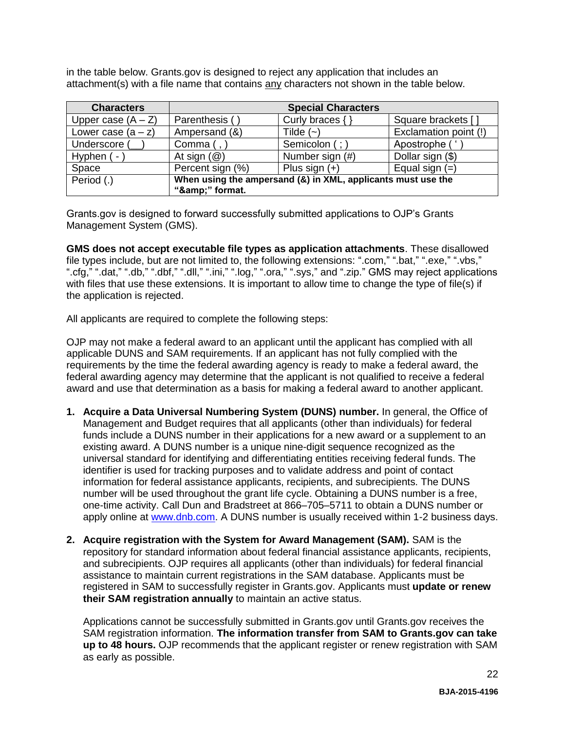in the table below. Grants.gov is designed to reject any application that includes an attachment(s) with a file name that contains any characters not shown in the table below.

| Characters | Special Characters | | |
|---|---|---|---|
| Upper case (A – Z) | Parenthesis ( ) | Curly braces { } | Square brackets [ ] |
| Lower case (a – z) | Ampersand (&) | Tilde (~) | Exclamation point (!) |
| Underscore (__) | Comma ( , ) | Semicolon ( ; ) | Apostrophe ( ' ) |
| Hyphen ( - ) | At sign (@) | Number sign (#) | Dollar sign ($) |
| Space | Percent sign (%) | Plus sign (+) | Equal sign (=) |
| Period (.) | **When using the ampersand (&) in XML, applicants must use the "&amp;amp;" format.** | | |

Grants.gov is designed to forward successfully submitted applications to OJP's Grants Management System (GMS).

**GMS does not accept executable file types as application attachments**. These disallowed file types include, but are not limited to, the following extensions: ".com," ".bat," ".exe," ".vbs," ".cfg," ".dat," ".db," ".dbf," ".dll," ".ini," ".log," ".ora," ".sys," and ".zip." GMS may reject applications with files that use these extensions. It is important to allow time to change the type of file(s) if the application is rejected.

All applicants are required to complete the following steps:

OJP may not make a federal award to an applicant until the applicant has complied with all applicable DUNS and SAM requirements. If an applicant has not fully complied with the requirements by the time the federal awarding agency is ready to make a federal award, the federal awarding agency may determine that the applicant is not qualified to receive a federal award and use that determination as a basis for making a federal award to another applicant.

1. **Acquire a Data Universal Numbering System (DUNS) number.** In general, the Office of Management and Budget requires that all applicants (other than individuals) for federal funds include a DUNS number in their applications for a new award or a supplement to an existing award. A DUNS number is a unique nine-digit sequence recognized as the universal standard for identifying and differentiating entities receiving federal funds. The identifier is used for tracking purposes and to validate address and point of contact information for federal assistance applicants, recipients, and subrecipients. The DUNS number will be used throughout the grant life cycle. Obtaining a DUNS number is a free, one-time activity. Call Dun and Bradstreet at 866–705–5711 to obtain a DUNS number or apply online at [www.dnb.com](http://www.dnb.com). A DUNS number is usually received within 1-2 business days.

2. **Acquire registration with the System for Award Management (SAM).** SAM is the repository for standard information about federal financial assistance applicants, recipients, and subrecipients. OJP requires all applicants (other than individuals) for federal financial assistance to maintain current registrations in the SAM database. Applicants must be registered in SAM to successfully register in Grants.gov. Applicants must **update or renew their SAM registration annually** to maintain an active status.

   Applications cannot be successfully submitted in Grants.gov until Grants.gov receives the SAM registration information. **The information transfer from SAM to Grants.gov can take up to 48 hours.** OJP recommends that the applicant register or renew registration with SAM as early as possible.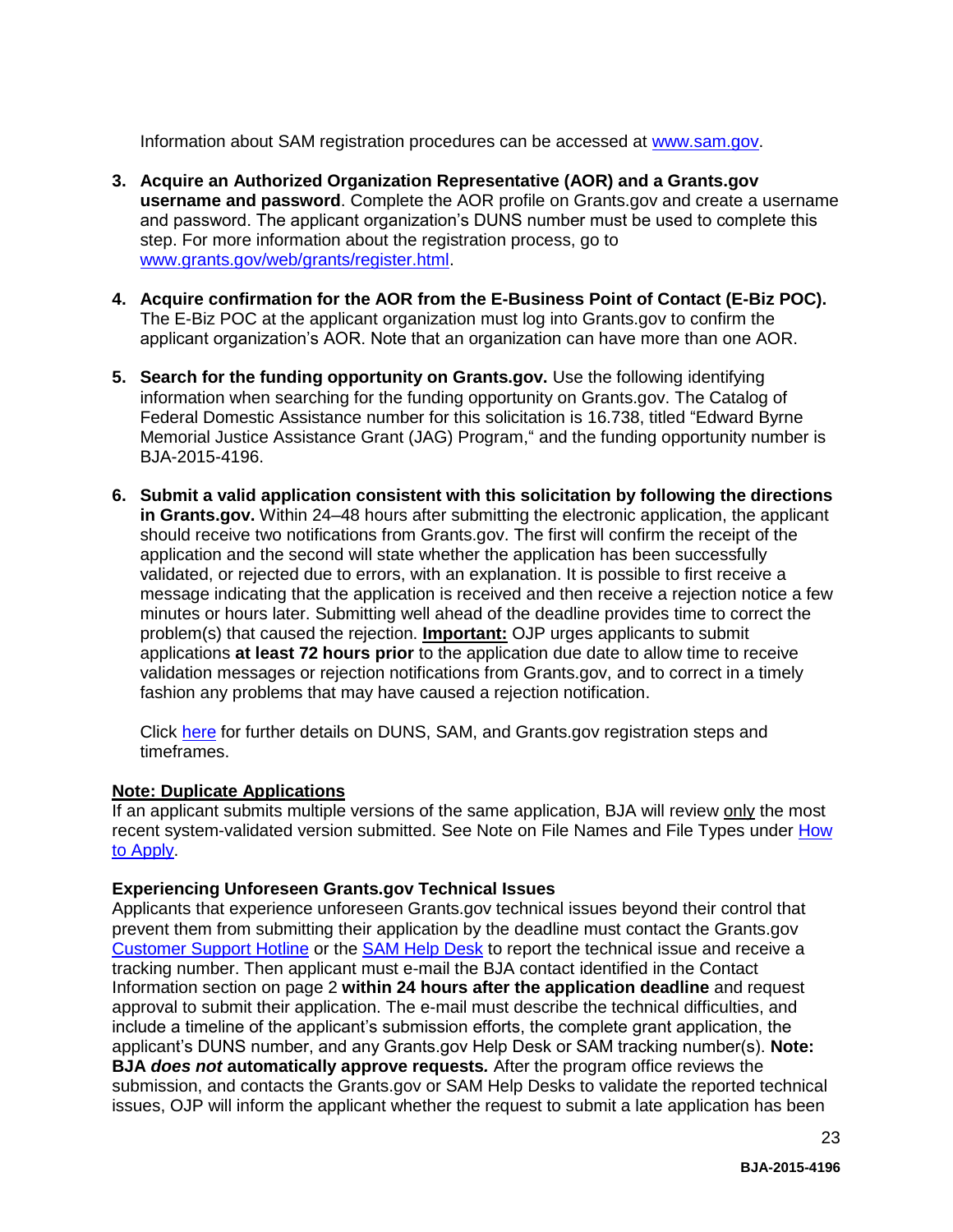Information about SAM registration procedures can be accessed at [www.sam.gov](http://www.sam.gov).

3. **Acquire an Authorized Organization Representative (AOR) and a Grants.gov username and password**. Complete the AOR profile on Grants.gov and create a username and password. The applicant organization's DUNS number must be used to complete this step. For more information about the registration process, go to [www.grants.gov/web/grants/register.html](http://www.grants.gov/web/grants/register.html).

4. **Acquire confirmation for the AOR from the E-Business Point of Contact (E-Biz POC).** The E-Biz POC at the applicant organization must log into Grants.gov to confirm the applicant organization's AOR. Note that an organization can have more than one AOR.

5. **Search for the funding opportunity on Grants.gov.** Use the following identifying information when searching for the funding opportunity on Grants.gov. The Catalog of Federal Domestic Assistance number for this solicitation is 16.738, titled "Edward Byrne Memorial Justice Assistance Grant (JAG) Program," and the funding opportunity number is BJA-2015-4196.

6. **Submit a valid application consistent with this solicitation by following the directions in Grants.gov.** Within 24–48 hours after submitting the electronic application, the applicant should receive two notifications from Grants.gov. The first will confirm the receipt of the application and the second will state whether the application has been successfully validated, or rejected due to errors, with an explanation. It is possible to first receive a message indicating that the application is received and then receive a rejection notice a few minutes or hours later. Submitting well ahead of the deadline provides time to correct the problem(s) that caused the rejection. **Important:** OJP urges applicants to submit applications **at least 72 hours prior** to the application due date to allow time to receive validation messages or rejection notifications from Grants.gov, and to correct in a timely fashion any problems that may have caused a rejection notification.

   Click here for further details on DUNS, SAM, and Grants.gov registration steps and timeframes.

**Note: Duplicate Applications**

If an applicant submits multiple versions of the same application, BJA will review only the most recent system-validated version submitted. See Note on File Names and File Types under How to Apply.

**Experiencing Unforeseen Grants.gov Technical Issues**

Applicants that experience unforeseen Grants.gov technical issues beyond their control that prevent them from submitting their application by the deadline must contact the Grants.gov Customer Support Hotline or the SAM Help Desk to report the technical issue and receive a tracking number. Then applicant must e-mail the BJA contact identified in the Contact Information section on page 2 **within 24 hours after the application deadline** and request approval to submit their application. The e-mail must describe the technical difficulties, and include a timeline of the applicant's submission efforts, the complete grant application, the applicant's DUNS number, and any Grants.gov Help Desk or SAM tracking number(s). **Note: BJA *does not* automatically approve requests.** After the program office reviews the submission, and contacts the Grants.gov or SAM Help Desks to validate the reported technical issues, OJP will inform the applicant whether the request to submit a late application has been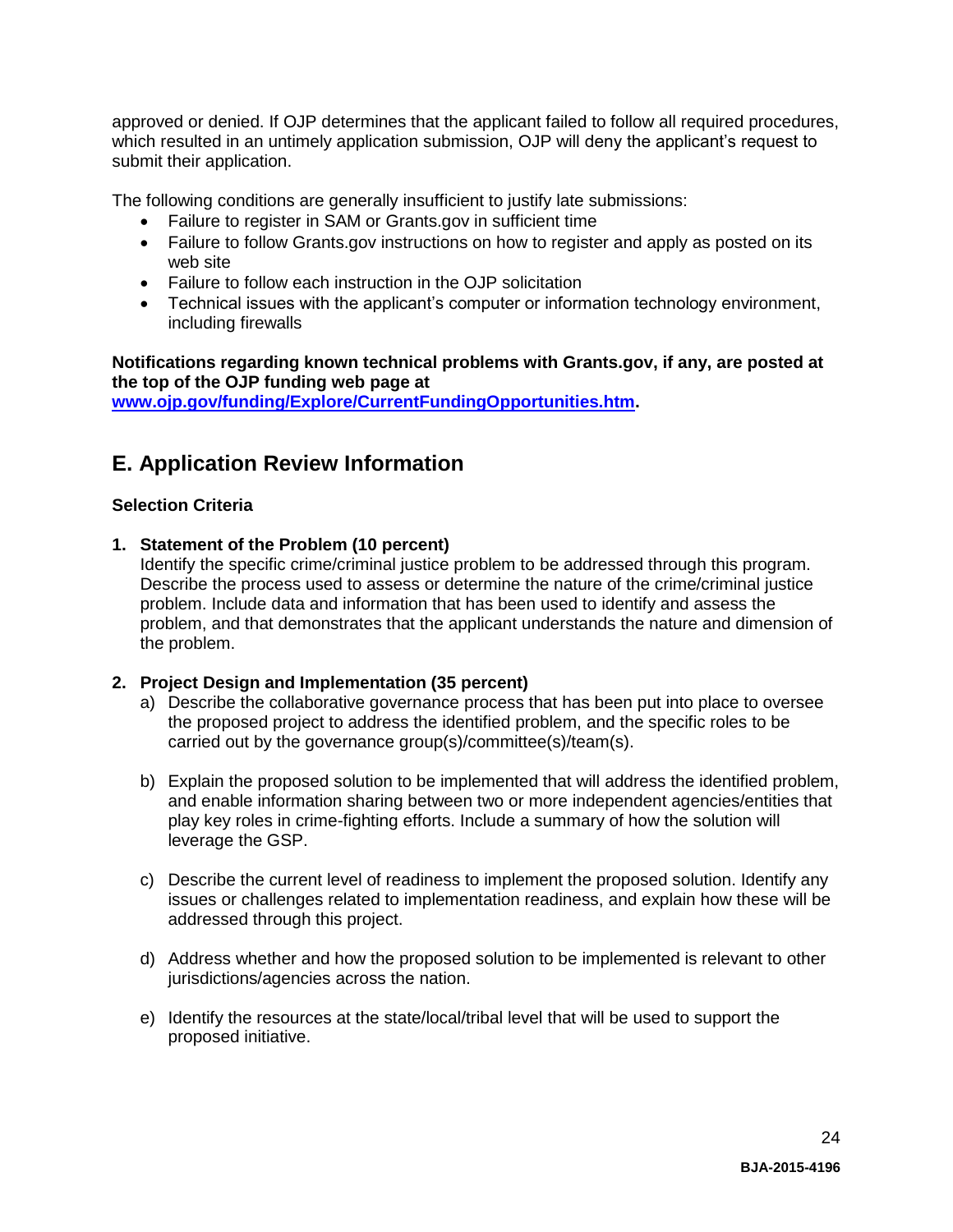approved or denied. If OJP determines that the applicant failed to follow all required procedures, which resulted in an untimely application submission, OJP will deny the applicant's request to submit their application.

The following conditions are generally insufficient to justify late submissions:

- Failure to register in SAM or Grants.gov in sufficient time
- Failure to follow Grants.gov instructions on how to register and apply as posted on its web site
- Failure to follow each instruction in the OJP solicitation
- Technical issues with the applicant's computer or information technology environment, including firewalls

**Notifications regarding known technical problems with Grants.gov, if any, are posted at the top of the OJP funding web page at [www.ojp.gov/funding/Explore/CurrentFundingOpportunities.htm](www.ojp.gov/funding/Explore/CurrentFundingOpportunities.htm).**

## E. Application Review Information

**Selection Criteria**

1. **Statement of the Problem (10 percent)**
   Identify the specific crime/criminal justice problem to be addressed through this program. Describe the process used to assess or determine the nature of the crime/criminal justice problem. Include data and information that has been used to identify and assess the problem, and that demonstrates that the applicant understands the nature and dimension of the problem.

2. **Project Design and Implementation (35 percent)**
   a) Describe the collaborative governance process that has been put into place to oversee the proposed project to address the identified problem, and the specific roles to be carried out by the governance group(s)/committee(s)/team(s).

   b) Explain the proposed solution to be implemented that will address the identified problem, and enable information sharing between two or more independent agencies/entities that play key roles in crime-fighting efforts. Include a summary of how the solution will leverage the GSP.

   c) Describe the current level of readiness to implement the proposed solution. Identify any issues or challenges related to implementation readiness, and explain how these will be addressed through this project.

   d) Address whether and how the proposed solution to be implemented is relevant to other jurisdictions/agencies across the nation.

   e) Identify the resources at the state/local/tribal level that will be used to support the proposed initiative.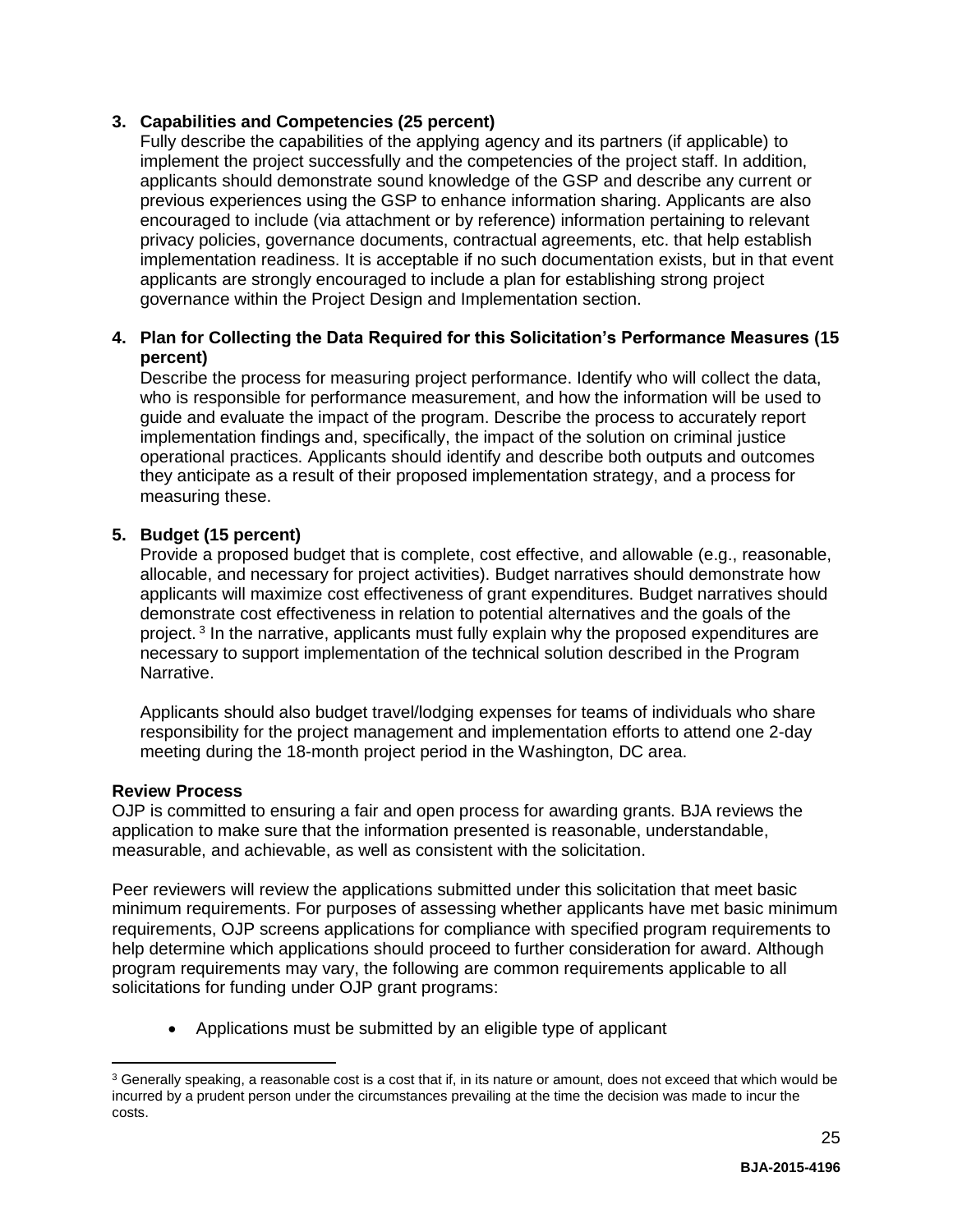**3. Capabilities and Competencies (25 percent)**

Fully describe the capabilities of the applying agency and its partners (if applicable) to implement the project successfully and the competencies of the project staff. In addition, applicants should demonstrate sound knowledge of the GSP and describe any current or previous experiences using the GSP to enhance information sharing. Applicants are also encouraged to include (via attachment or by reference) information pertaining to relevant privacy policies, governance documents, contractual agreements, etc. that help establish implementation readiness. It is acceptable if no such documentation exists, but in that event applicants are strongly encouraged to include a plan for establishing strong project governance within the Project Design and Implementation section.

**4. Plan for Collecting the Data Required for this Solicitation's Performance Measures (15 percent)**

Describe the process for measuring project performance. Identify who will collect the data, who is responsible for performance measurement, and how the information will be used to guide and evaluate the impact of the program. Describe the process to accurately report implementation findings and, specifically, the impact of the solution on criminal justice operational practices. Applicants should identify and describe both outputs and outcomes they anticipate as a result of their proposed implementation strategy, and a process for measuring these.

**5. Budget (15 percent)**

Provide a proposed budget that is complete, cost effective, and allowable (e.g., reasonable, allocable, and necessary for project activities). Budget narratives should demonstrate how applicants will maximize cost effectiveness of grant expenditures. Budget narratives should demonstrate cost effectiveness in relation to potential alternatives and the goals of the project. [3] In the narrative, applicants must fully explain why the proposed expenditures are necessary to support implementation of the technical solution described in the Program Narrative.

Applicants should also budget travel/lodging expenses for teams of individuals who share responsibility for the project management and implementation efforts to attend one 2-day meeting during the 18-month project period in the Washington, DC area.

**Review Process**

OJP is committed to ensuring a fair and open process for awarding grants. BJA reviews the application to make sure that the information presented is reasonable, understandable, measurable, and achievable, as well as consistent with the solicitation.

Peer reviewers will review the applications submitted under this solicitation that meet basic minimum requirements. For purposes of assessing whether applicants have met basic minimum requirements, OJP screens applications for compliance with specified program requirements to help determine which applications should proceed to further consideration for award. Although program requirements may vary, the following are common requirements applicable to all solicitations for funding under OJP grant programs:

- Applications must be submitted by an eligible type of applicant

---

[3] Generally speaking, a reasonable cost is a cost that if, in its nature or amount, does not exceed that which would be incurred by a prudent person under the circumstances prevailing at the time the decision was made to incur the costs.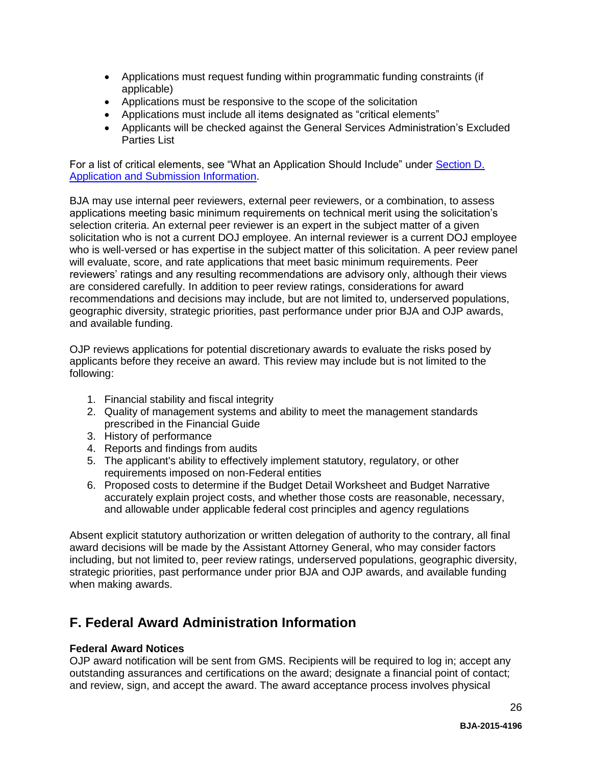- Applications must request funding within programmatic funding constraints (if applicable)
- Applications must be responsive to the scope of the solicitation
- Applications must include all items designated as "critical elements"
- Applicants will be checked against the General Services Administration's Excluded Parties List

For a list of critical elements, see "What an Application Should Include" under [Section D. Application and Submission Information](#).

BJA may use internal peer reviewers, external peer reviewers, or a combination, to assess applications meeting basic minimum requirements on technical merit using the solicitation's selection criteria. An external peer reviewer is an expert in the subject matter of a given solicitation who is not a current DOJ employee. An internal reviewer is a current DOJ employee who is well-versed or has expertise in the subject matter of this solicitation. A peer review panel will evaluate, score, and rate applications that meet basic minimum requirements. Peer reviewers' ratings and any resulting recommendations are advisory only, although their views are considered carefully. In addition to peer review ratings, considerations for award recommendations and decisions may include, but are not limited to, underserved populations, geographic diversity, strategic priorities, past performance under prior BJA and OJP awards, and available funding.

OJP reviews applications for potential discretionary awards to evaluate the risks posed by applicants before they receive an award. This review may include but is not limited to the following:

1. Financial stability and fiscal integrity
2. Quality of management systems and ability to meet the management standards prescribed in the Financial Guide
3. History of performance
4. Reports and findings from audits
5. The applicant's ability to effectively implement statutory, regulatory, or other requirements imposed on non-Federal entities
6. Proposed costs to determine if the Budget Detail Worksheet and Budget Narrative accurately explain project costs, and whether those costs are reasonable, necessary, and allowable under applicable federal cost principles and agency regulations

Absent explicit statutory authorization or written delegation of authority to the contrary, all final award decisions will be made by the Assistant Attorney General, who may consider factors including, but not limited to, peer review ratings, underserved populations, geographic diversity, strategic priorities, past performance under prior BJA and OJP awards, and available funding when making awards.

## F. Federal Award Administration Information

**Federal Award Notices**
OJP award notification will be sent from GMS. Recipients will be required to log in; accept any outstanding assurances and certifications on the award; designate a financial point of contact; and review, sign, and accept the award. The award acceptance process involves physical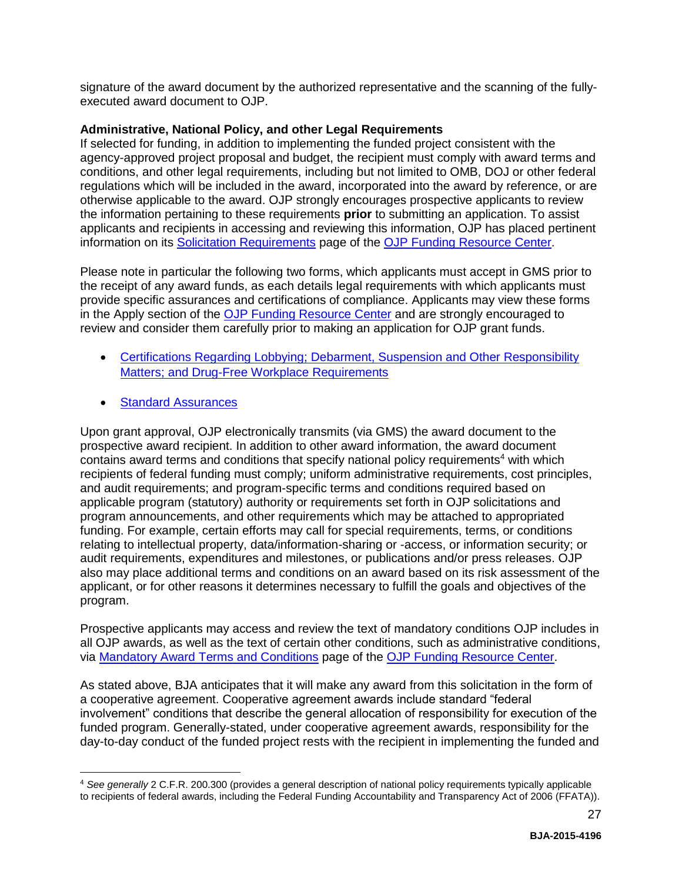signature of the award document by the authorized representative and the scanning of the fully-executed award document to OJP.

**Administrative, National Policy, and other Legal Requirements**
If selected for funding, in addition to implementing the funded project consistent with the agency-approved project proposal and budget, the recipient must comply with award terms and conditions, and other legal requirements, including but not limited to OMB, DOJ or other federal regulations which will be included in the award, incorporated into the award by reference, or are otherwise applicable to the award. OJP strongly encourages prospective applicants to review the information pertaining to these requirements **prior** to submitting an application. To assist applicants and recipients in accessing and reviewing this information, OJP has placed pertinent information on its Solicitation Requirements page of the OJP Funding Resource Center.

Please note in particular the following two forms, which applicants must accept in GMS prior to the receipt of any award funds, as each details legal requirements with which applicants must provide specific assurances and certifications of compliance. Applicants may view these forms in the Apply section of the OJP Funding Resource Center and are strongly encouraged to review and consider them carefully prior to making an application for OJP grant funds.

- Certifications Regarding Lobbying; Debarment, Suspension and Other Responsibility Matters; and Drug-Free Workplace Requirements
- Standard Assurances

Upon grant approval, OJP electronically transmits (via GMS) the award document to the prospective award recipient. In addition to other award information, the award document contains award terms and conditions that specify national policy requirements[4] with which recipients of federal funding must comply; uniform administrative requirements, cost principles, and audit requirements; and program-specific terms and conditions required based on applicable program (statutory) authority or requirements set forth in OJP solicitations and program announcements, and other requirements which may be attached to appropriated funding. For example, certain efforts may call for special requirements, terms, or conditions relating to intellectual property, data/information-sharing or -access, or information security; or audit requirements, expenditures and milestones, or publications and/or press releases. OJP also may place additional terms and conditions on an award based on its risk assessment of the applicant, or for other reasons it determines necessary to fulfill the goals and objectives of the program.

Prospective applicants may access and review the text of mandatory conditions OJP includes in all OJP awards, as well as the text of certain other conditions, such as administrative conditions, via Mandatory Award Terms and Conditions page of the OJP Funding Resource Center.

As stated above, BJA anticipates that it will make any award from this solicitation in the form of a cooperative agreement. Cooperative agreement awards include standard "federal involvement" conditions that describe the general allocation of responsibility for execution of the funded program. Generally-stated, under cooperative agreement awards, responsibility for the day-to-day conduct of the funded project rests with the recipient in implementing the funded and

---

[4] *See generally* 2 C.F.R. 200.300 (provides a general description of national policy requirements typically applicable to recipients of federal awards, including the Federal Funding Accountability and Transparency Act of 2006 (FFATA)).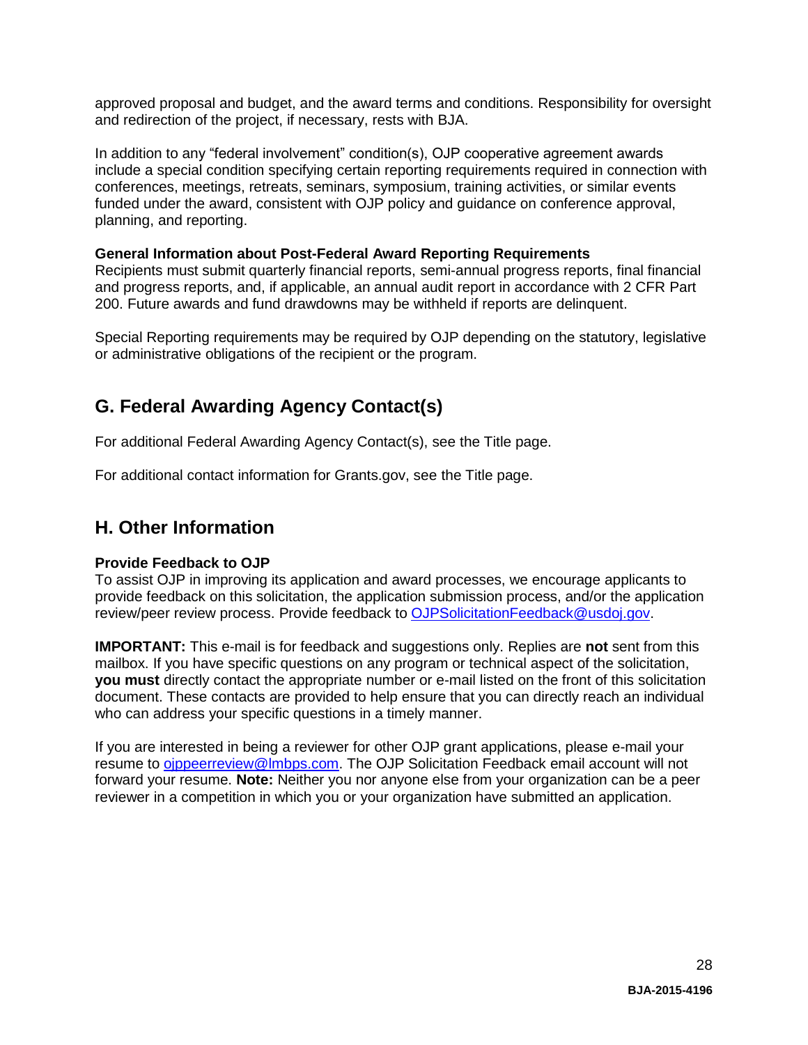approved proposal and budget, and the award terms and conditions. Responsibility for oversight and redirection of the project, if necessary, rests with BJA.

In addition to any "federal involvement" condition(s), OJP cooperative agreement awards include a special condition specifying certain reporting requirements required in connection with conferences, meetings, retreats, seminars, symposium, training activities, or similar events funded under the award, consistent with OJP policy and guidance on conference approval, planning, and reporting.

**General Information about Post-Federal Award Reporting Requirements**
Recipients must submit quarterly financial reports, semi-annual progress reports, final financial and progress reports, and, if applicable, an annual audit report in accordance with 2 CFR Part 200. Future awards and fund drawdowns may be withheld if reports are delinquent.

Special Reporting requirements may be required by OJP depending on the statutory, legislative or administrative obligations of the recipient or the program.

## G. Federal Awarding Agency Contact(s)

For additional Federal Awarding Agency Contact(s), see the Title page.

For additional contact information for Grants.gov, see the Title page.

## H. Other Information

**Provide Feedback to OJP**
To assist OJP in improving its application and award processes, we encourage applicants to provide feedback on this solicitation, the application submission process, and/or the application review/peer review process. Provide feedback to OJPSolicitationFeedback@usdoj.gov.

**IMPORTANT:** This e-mail is for feedback and suggestions only. Replies are **not** sent from this mailbox. If you have specific questions on any program or technical aspect of the solicitation, **you must** directly contact the appropriate number or e-mail listed on the front of this solicitation document. These contacts are provided to help ensure that you can directly reach an individual who can address your specific questions in a timely manner.

If you are interested in being a reviewer for other OJP grant applications, please e-mail your resume to ojppeerreview@lmbps.com. The OJP Solicitation Feedback email account will not forward your resume. **Note:** Neither you nor anyone else from your organization can be a peer reviewer in a competition in which you or your organization have submitted an application.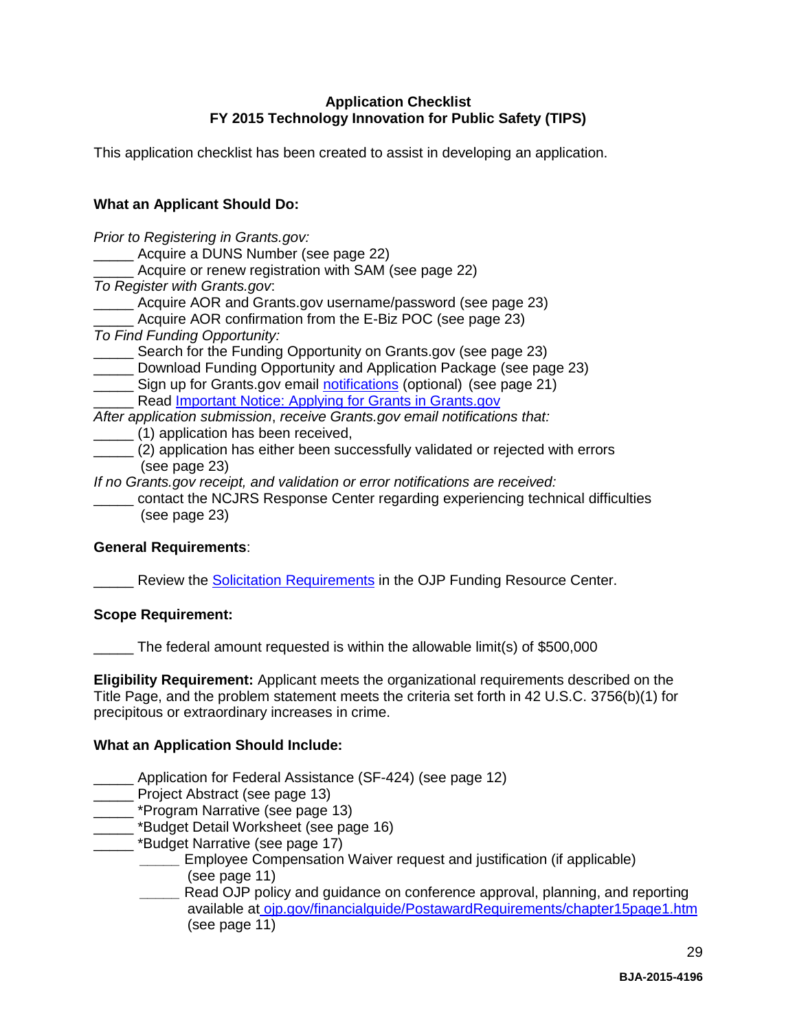**Application Checklist**
**FY 2015 Technology Innovation for Public Safety (TIPS)**

This application checklist has been created to assist in developing an application.

**What an Applicant Should Do:**

*Prior to Registering in Grants.gov:*
_____ Acquire a DUNS Number (see page 22)
_____ Acquire or renew registration with SAM (see page 22)
*To Register with Grants.gov*:
_____ Acquire AOR and Grants.gov username/password (see page 23)
_____ Acquire AOR confirmation from the E-Biz POC (see page 23)
*To Find Funding Opportunity:*
_____ Search for the Funding Opportunity on Grants.gov (see page 23)
_____ Download Funding Opportunity and Application Package (see page 23)
_____ Sign up for Grants.gov email notifications (optional) (see page 21)
_____ Read Important Notice: Applying for Grants in Grants.gov
*After application submission*, *receive Grants.gov email notifications that:*
_____ (1) application has been received,
_____ (2) application has either been successfully validated or rejected with errors (see page 23)
*If no Grants.gov receipt, and validation or error notifications are received:*
_____ contact the NCJRS Response Center regarding experiencing technical difficulties (see page 23)

**General Requirements**:

_____ Review the Solicitation Requirements in the OJP Funding Resource Center.

**Scope Requirement:**

_____ The federal amount requested is within the allowable limit(s) of $500,000

**Eligibility Requirement:** Applicant meets the organizational requirements described on the Title Page, and the problem statement meets the criteria set forth in 42 U.S.C. 3756(b)(1) for precipitous or extraordinary increases in crime.

**What an Application Should Include:**

_____ Application for Federal Assistance (SF-424) (see page 12)
_____ Project Abstract (see page 13)
_____ *Program Narrative (see page 13)
_____ *Budget Detail Worksheet (see page 16)
_____ *Budget Narrative (see page 17)
    _____ Employee Compensation Waiver request and justification (if applicable) (see page 11)
    _____ Read OJP policy and guidance on conference approval, planning, and reporting available at ojp.gov/financialguide/PostawardRequirements/chapter15page1.htm (see page 11)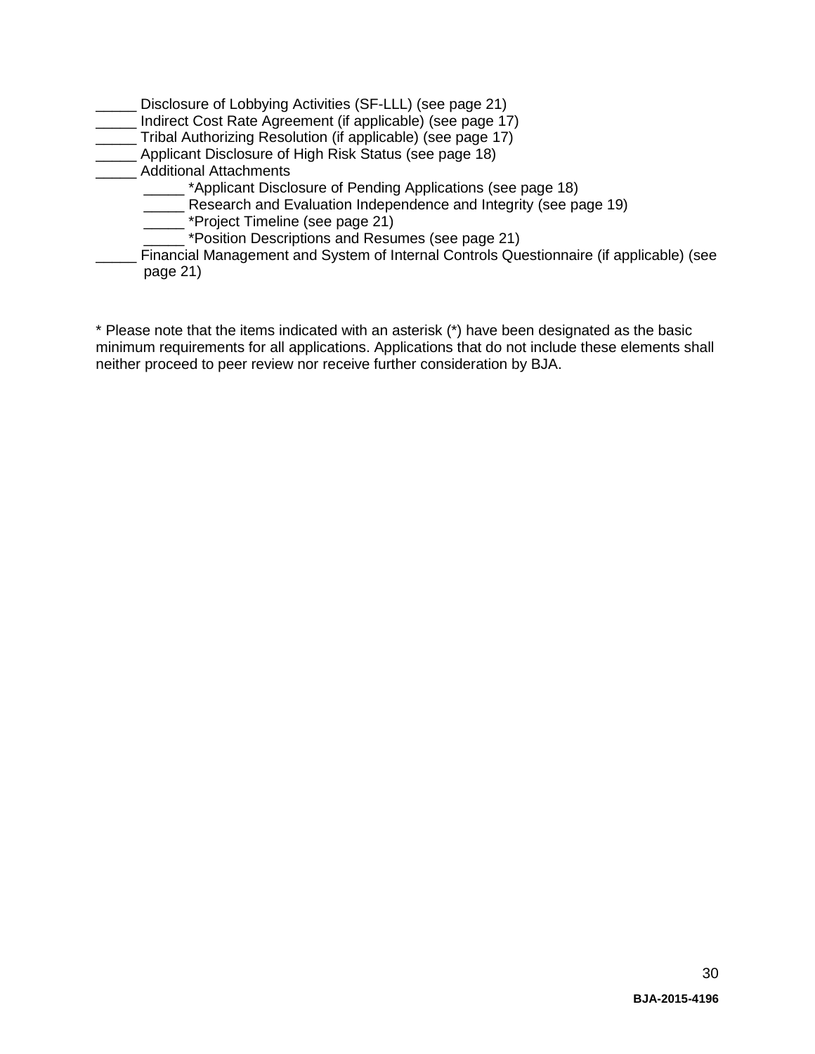_____ Disclosure of Lobbying Activities (SF-LLL) (see page 21)
_____ Indirect Cost Rate Agreement (if applicable) (see page 17)
_____ Tribal Authorizing Resolution (if applicable) (see page 17)
_____ Applicant Disclosure of High Risk Status (see page 18)
_____ Additional Attachments
    _____ *Applicant Disclosure of Pending Applications (see page 18)
    _____ Research and Evaluation Independence and Integrity (see page 19)
    _____ *Project Timeline (see page 21)
    _____ *Position Descriptions and Resumes (see page 21)
_____ Financial Management and System of Internal Controls Questionnaire (if applicable) (see page 21)

* Please note that the items indicated with an asterisk (*) have been designated as the basic minimum requirements for all applications. Applications that do not include these elements shall neither proceed to peer review nor receive further consideration by BJA.